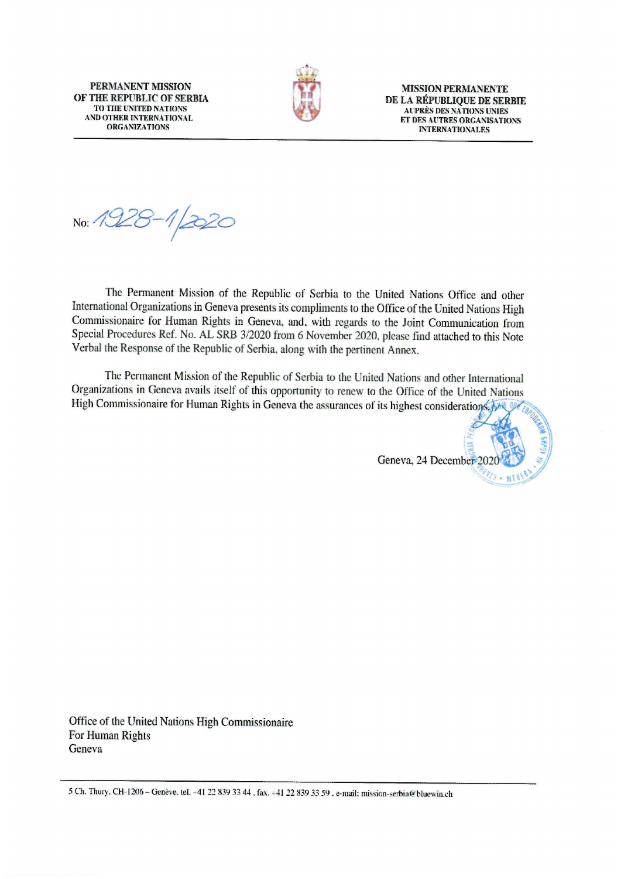PERMANENT MISSION
OF THE REPUBLIC OF SERBIA
TO THE UNITED NATIONS
AND OTHER INTERNATIONAL
ORGANIZATIONS

MISSION PERMANENTE
DE LA RÉPUBLIQUE DE SERBIE
AUPRÈS DES NATIONS UNIES
ET DES AUTRES ORGANISATIONS
INTERNATIONALES

No: 1928-1/2020

The Permanent Mission of the Republic of Serbia to the United Nations Office and other International Organizations in Geneva presents its compliments to the Office of the United Nations High Commissionaire for Human Rights in Geneva, and, with regards to the Joint Communication from Special Procedures Ref. No. AL SRB 3/2020 from 6 November 2020, please find attached to this Note Verbal the Response of the Republic of Serbia, along with the pertinent Annex.

The Permanent Mission of the Republic of Serbia to the United Nations and other International Organizations in Geneva avails itself of this opportunity to renew to the Office of the United Nations High Commissionaire for Human Rights in Geneva the assurances of its highest considerations.

Geneva, 24 December 2020

Office of the United Nations High Commissionaire
For Human Rights
Geneva

5 Ch. Thury, CH-1206 – Genève. tel. +41 22 839 33 44 , fax. +41 22 839 33 59 , e-mail: mission-serbia@bluewin.ch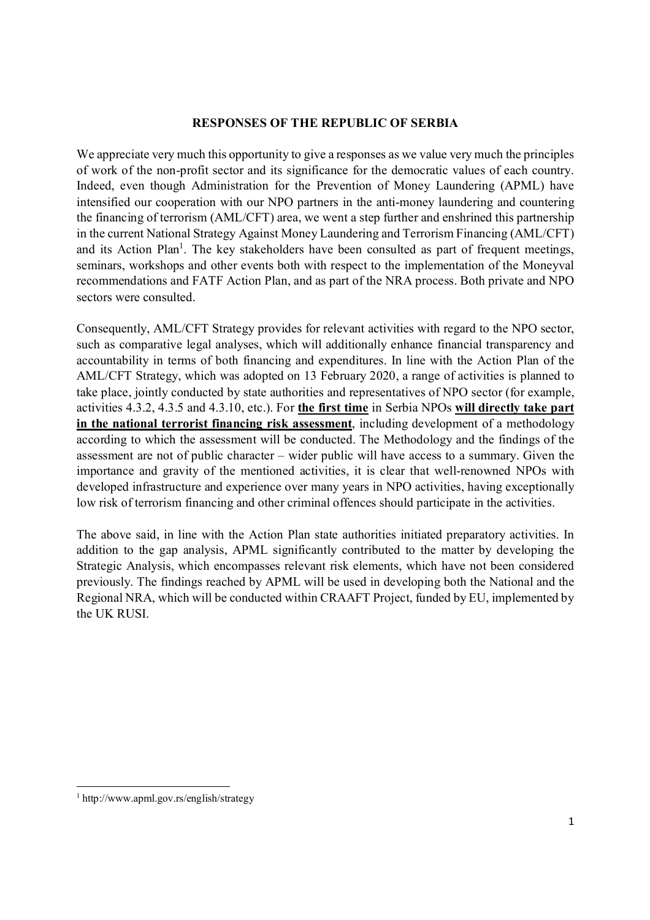**RESPONSES OF THE REPUBLIC OF SERBIA**

We appreciate very much this opportunity to give a responses as we value very much the principles of work of the non-profit sector and its significance for the democratic values of each country. Indeed, even though Administration for the Prevention of Money Laundering (APML) have intensified our cooperation with our NPO partners in the anti-money laundering and countering the financing of terrorism (AML/CFT) area, we went a step further and enshrined this partnership in the current National Strategy Against Money Laundering and Terrorism Financing (AML/CFT) and its Action Plan[1]. The key stakeholders have been consulted as part of frequent meetings, seminars, workshops and other events both with respect to the implementation of the Moneyval recommendations and FATF Action Plan, and as part of the NRA process. Both private and NPO sectors were consulted.

Consequently, AML/CFT Strategy provides for relevant activities with regard to the NPO sector, such as comparative legal analyses, which will additionally enhance financial transparency and accountability in terms of both financing and expenditures. In line with the Action Plan of the AML/CFT Strategy, which was adopted on 13 February 2020, a range of activities is planned to take place, jointly conducted by state authorities and representatives of NPO sector (for example, activities 4.3.2, 4.3.5 and 4.3.10, etc.). For **<u>the first time</u>** in Serbia NPOs **<u>will directly take part in the national terrorist financing risk assessment</u>**, including development of a methodology according to which the assessment will be conducted. The Methodology and the findings of the assessment are not of public character – wider public will have access to a summary. Given the importance and gravity of the mentioned activities, it is clear that well-renowned NPOs with developed infrastructure and experience over many years in NPO activities, having exceptionally low risk of terrorism financing and other criminal offences should participate in the activities.

The above said, in line with the Action Plan state authorities initiated preparatory activities. In addition to the gap analysis, APML significantly contributed to the matter by developing the Strategic Analysis, which encompasses relevant risk elements, which have not been considered previously. The findings reached by APML will be used in developing both the National and the Regional NRA, which will be conducted within CRAAFT Project, funded by EU, implemented by the UK RUSI.

[1] http://www.apml.gov.rs/english/strategy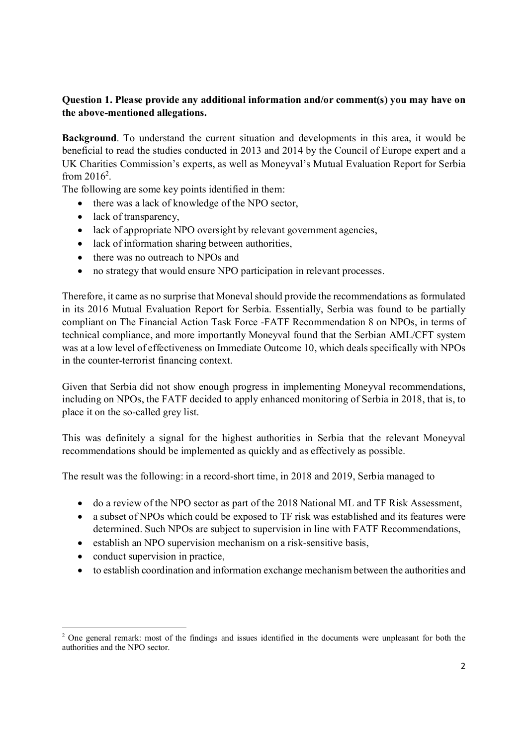**Question 1. Please provide any additional information and/or comment(s) you may have on the above-mentioned allegations.**

**Background**. To understand the current situation and developments in this area, it would be beneficial to read the studies conducted in 2013 and 2014 by the Council of Europe expert and a UK Charities Commission's experts, as well as Moneyval's Mutual Evaluation Report for Serbia from 2016[2].

The following are some key points identified in them:

- there was a lack of knowledge of the NPO sector,
- lack of transparency,
- lack of appropriate NPO oversight by relevant government agencies,
- lack of information sharing between authorities,
- there was no outreach to NPOs and
- no strategy that would ensure NPO participation in relevant processes.

Therefore, it came as no surprise that Moneval should provide the recommendations as formulated in its 2016 Mutual Evaluation Report for Serbia. Essentially, Serbia was found to be partially compliant on The Financial Action Task Force -FATF Recommendation 8 on NPOs, in terms of technical compliance, and more importantly Moneyval found that the Serbian AML/CFT system was at a low level of effectiveness on Immediate Outcome 10, which deals specifically with NPOs in the counter-terrorist financing context.

Given that Serbia did not show enough progress in implementing Moneyval recommendations, including on NPOs, the FATF decided to apply enhanced monitoring of Serbia in 2018, that is, to place it on the so-called grey list.

This was definitely a signal for the highest authorities in Serbia that the relevant Moneyval recommendations should be implemented as quickly and as effectively as possible.

The result was the following: in a record-short time, in 2018 and 2019, Serbia managed to

- do a review of the NPO sector as part of the 2018 National ML and TF Risk Assessment,
- a subset of NPOs which could be exposed to TF risk was established and its features were determined. Such NPOs are subject to supervision in line with FATF Recommendations,
- establish an NPO supervision mechanism on a risk-sensitive basis,
- conduct supervision in practice,
- to establish coordination and information exchange mechanism between the authorities and

[2] One general remark: most of the findings and issues identified in the documents were unpleasant for both the authorities and the NPO sector.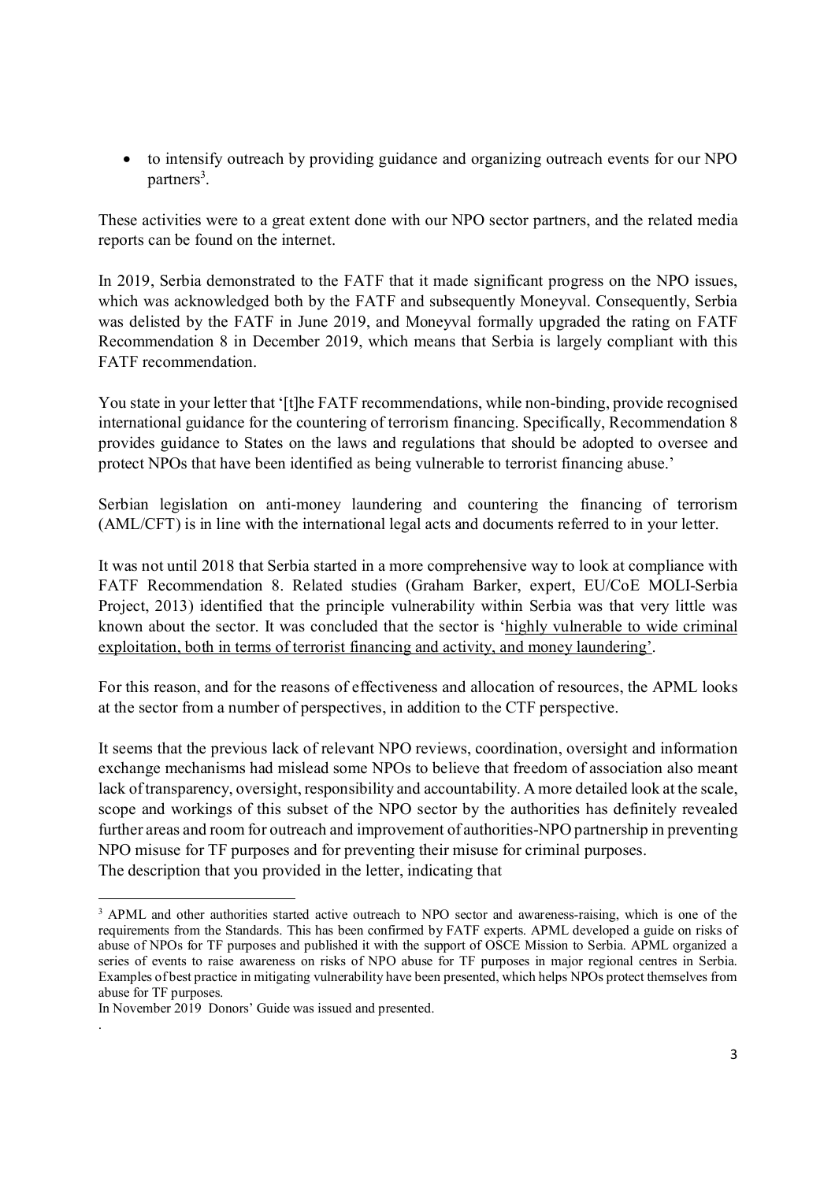- to intensify outreach by providing guidance and organizing outreach events for our NPO partners[3].

These activities were to a great extent done with our NPO sector partners, and the related media reports can be found on the internet.

In 2019, Serbia demonstrated to the FATF that it made significant progress on the NPO issues, which was acknowledged both by the FATF and subsequently Moneyval. Consequently, Serbia was delisted by the FATF in June 2019, and Moneyval formally upgraded the rating on FATF Recommendation 8 in December 2019, which means that Serbia is largely compliant with this FATF recommendation.

You state in your letter that '[t]he FATF recommendations, while non-binding, provide recognised international guidance for the countering of terrorism financing. Specifically, Recommendation 8 provides guidance to States on the laws and regulations that should be adopted to oversee and protect NPOs that have been identified as being vulnerable to terrorist financing abuse.'

Serbian legislation on anti-money laundering and countering the financing of terrorism (AML/CFT) is in line with the international legal acts and documents referred to in your letter.

It was not until 2018 that Serbia started in a more comprehensive way to look at compliance with FATF Recommendation 8. Related studies (Graham Barker, expert, EU/CoE MOLI-Serbia Project, 2013) identified that the principle vulnerability within Serbia was that very little was known about the sector. It was concluded that the sector is 'highly vulnerable to wide criminal exploitation, both in terms of terrorist financing and activity, and money laundering'.

For this reason, and for the reasons of effectiveness and allocation of resources, the APML looks at the sector from a number of perspectives, in addition to the CTF perspective.

It seems that the previous lack of relevant NPO reviews, coordination, oversight and information exchange mechanisms had mislead some NPOs to believe that freedom of association also meant lack of transparency, oversight, responsibility and accountability. A more detailed look at the scale, scope and workings of this subset of the NPO sector by the authorities has definitely revealed further areas and room for outreach and improvement of authorities-NPO partnership in preventing NPO misuse for TF purposes and for preventing their misuse for criminal purposes.
The description that you provided in the letter, indicating that

---

[3] APML and other authorities started active outreach to NPO sector and awareness-raising, which is one of the requirements from the Standards. This has been confirmed by FATF experts. APML developed a guide on risks of abuse of NPOs for TF purposes and published it with the support of OSCE Mission to Serbia. APML organized a series of events to raise awareness on risks of NPO abuse for TF purposes in major regional centres in Serbia. Examples of best practice in mitigating vulnerability have been presented, which helps NPOs protect themselves from abuse for TF purposes.
In November 2019 Donors' Guide was issued and presented.
.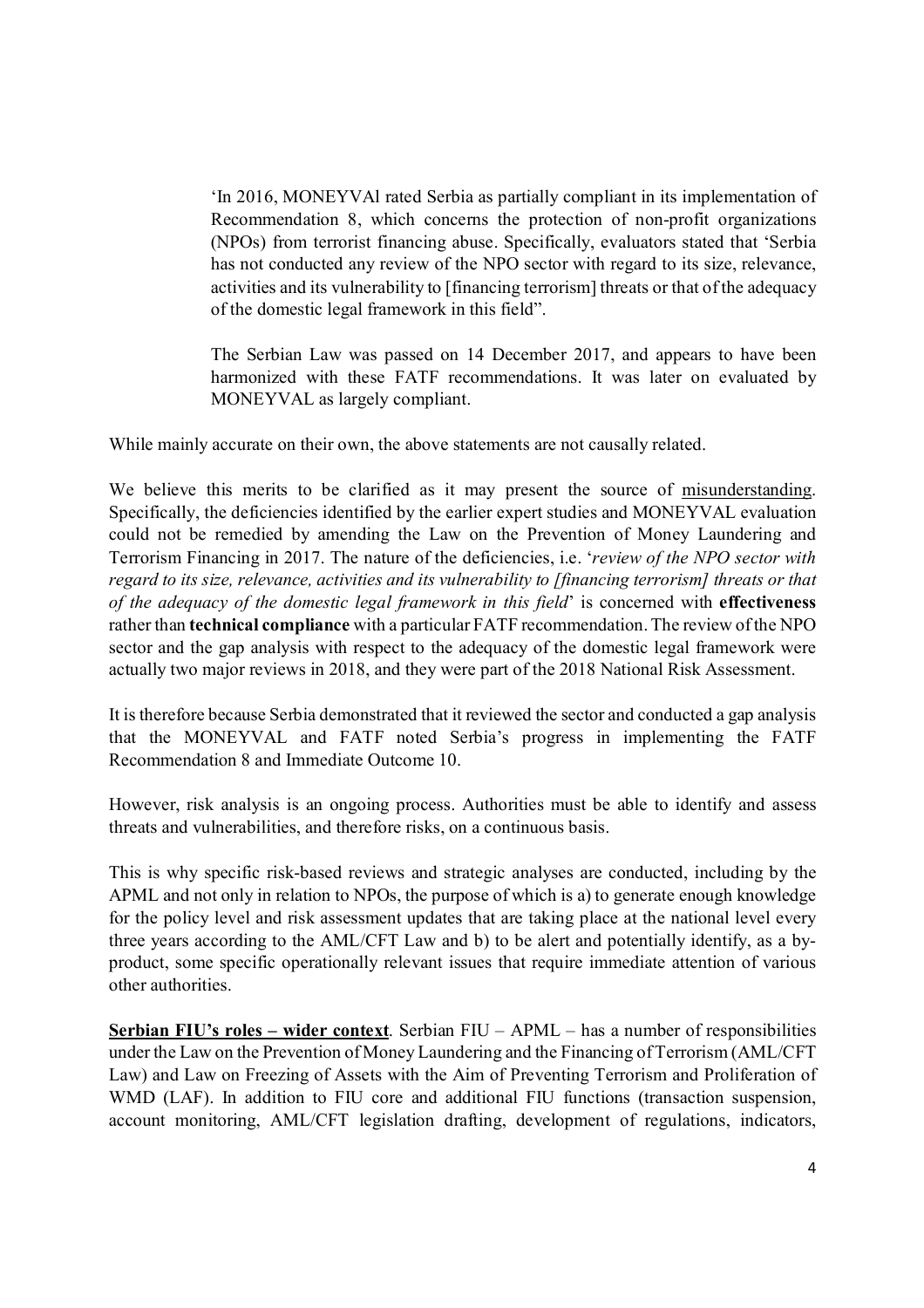> 'In 2016, MONEYVAl rated Serbia as partially compliant in its implementation of Recommendation 8, which concerns the protection of non-profit organizations (NPOs) from terrorist financing abuse. Specifically, evaluators stated that 'Serbia has not conducted any review of the NPO sector with regard to its size, relevance, activities and its vulnerability to [financing terrorism] threats or that of the adequacy of the domestic legal framework in this field".
>
> The Serbian Law was passed on 14 December 2017, and appears to have been harmonized with these FATF recommendations. It was later on evaluated by MONEYVAL as largely compliant.

While mainly accurate on their own, the above statements are not causally related.

We believe this merits to be clarified as it may present the source of <u>misunderstanding</u>. Specifically, the deficiencies identified by the earlier expert studies and MONEYVAL evaluation could not be remedied by amending the Law on the Prevention of Money Laundering and Terrorism Financing in 2017. The nature of the deficiencies, i.e. '*review of the NPO sector with regard to its size, relevance, activities and its vulnerability to [financing terrorism] threats or that of the adequacy of the domestic legal framework in this field*' is concerned with **effectiveness** rather than **technical compliance** with a particular FATF recommendation. The review of the NPO sector and the gap analysis with respect to the adequacy of the domestic legal framework were actually two major reviews in 2018, and they were part of the 2018 National Risk Assessment.

It is therefore because Serbia demonstrated that it reviewed the sector and conducted a gap analysis that the MONEYVAL and FATF noted Serbia's progress in implementing the FATF Recommendation 8 and Immediate Outcome 10.

However, risk analysis is an ongoing process. Authorities must be able to identify and assess threats and vulnerabilities, and therefore risks, on a continuous basis.

This is why specific risk-based reviews and strategic analyses are conducted, including by the APML and not only in relation to NPOs, the purpose of which is a) to generate enough knowledge for the policy level and risk assessment updates that are taking place at the national level every three years according to the AML/CFT Law and b) to be alert and potentially identify, as a by-product, some specific operationally relevant issues that require immediate attention of various other authorities.

<u>**Serbian FIU's roles – wider context**</u>. Serbian FIU – APML – has a number of responsibilities under the Law on the Prevention of Money Laundering and the Financing of Terrorism (AML/CFT Law) and Law on Freezing of Assets with the Aim of Preventing Terrorism and Proliferation of WMD (LAF). In addition to FIU core and additional FIU functions (transaction suspension, account monitoring, AML/CFT legislation drafting, development of regulations, indicators,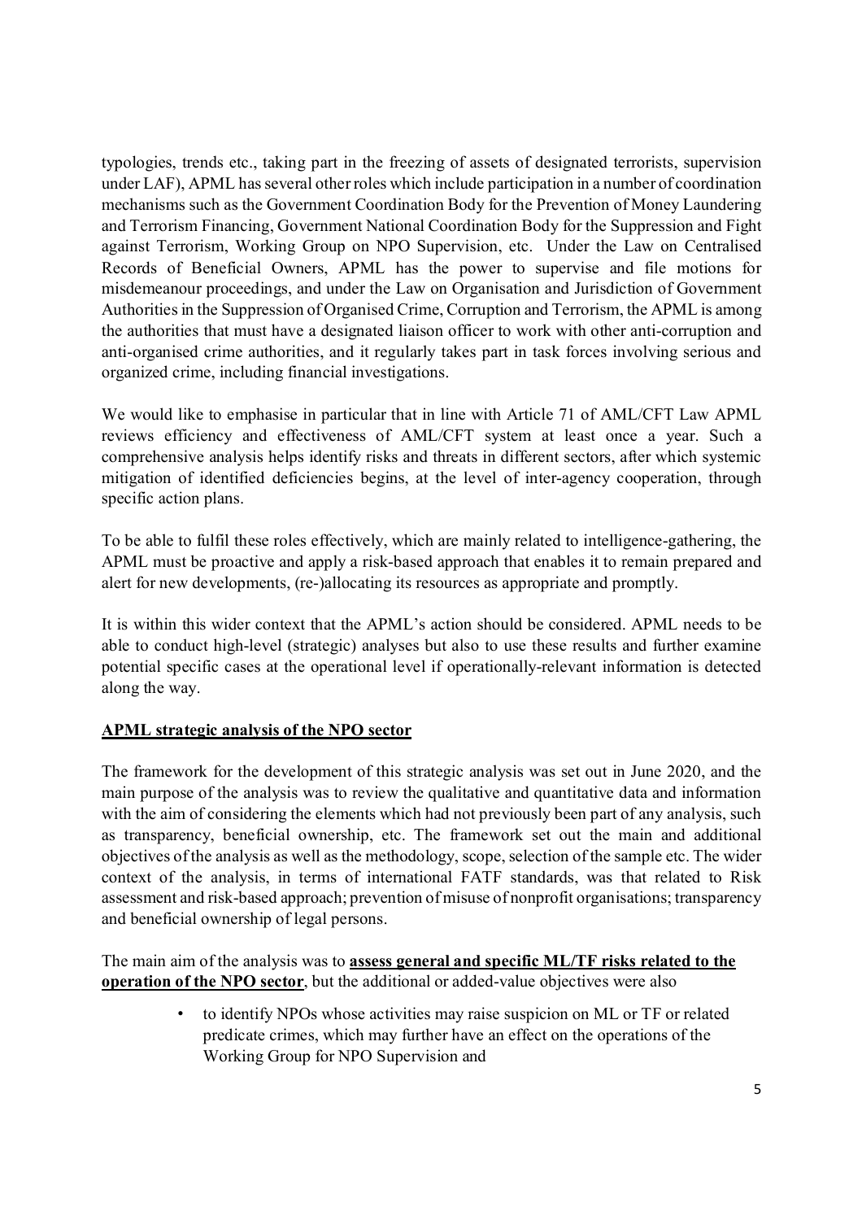typologies, trends etc., taking part in the freezing of assets of designated terrorists, supervision under LAF), APML has several other roles which include participation in a number of coordination mechanisms such as the Government Coordination Body for the Prevention of Money Laundering and Terrorism Financing, Government National Coordination Body for the Suppression and Fight against Terrorism, Working Group on NPO Supervision, etc. Under the Law on Centralised Records of Beneficial Owners, APML has the power to supervise and file motions for misdemeanour proceedings, and under the Law on Organisation and Jurisdiction of Government Authorities in the Suppression of Organised Crime, Corruption and Terrorism, the APML is among the authorities that must have a designated liaison officer to work with other anti-corruption and anti-organised crime authorities, and it regularly takes part in task forces involving serious and organized crime, including financial investigations.

We would like to emphasise in particular that in line with Article 71 of AML/CFT Law APML reviews efficiency and effectiveness of AML/CFT system at least once a year. Such a comprehensive analysis helps identify risks and threats in different sectors, after which systemic mitigation of identified deficiencies begins, at the level of inter-agency cooperation, through specific action plans.

To be able to fulfil these roles effectively, which are mainly related to intelligence-gathering, the APML must be proactive and apply a risk-based approach that enables it to remain prepared and alert for new developments, (re-)allocating its resources as appropriate and promptly.

It is within this wider context that the APML's action should be considered. APML needs to be able to conduct high-level (strategic) analyses but also to use these results and further examine potential specific cases at the operational level if operationally-relevant information is detected along the way.

**APML strategic analysis of the NPO sector**

The framework for the development of this strategic analysis was set out in June 2020, and the main purpose of the analysis was to review the qualitative and quantitative data and information with the aim of considering the elements which had not previously been part of any analysis, such as transparency, beneficial ownership, etc. The framework set out the main and additional objectives of the analysis as well as the methodology, scope, selection of the sample etc. The wider context of the analysis, in terms of international FATF standards, was that related to Risk assessment and risk-based approach; prevention of misuse of nonprofit organisations; transparency and beneficial ownership of legal persons.

The main aim of the analysis was to **assess general and specific ML/TF risks related to the operation of the NPO sector**, but the additional or added-value objectives were also

- to identify NPOs whose activities may raise suspicion on ML or TF or related predicate crimes, which may further have an effect on the operations of the Working Group for NPO Supervision and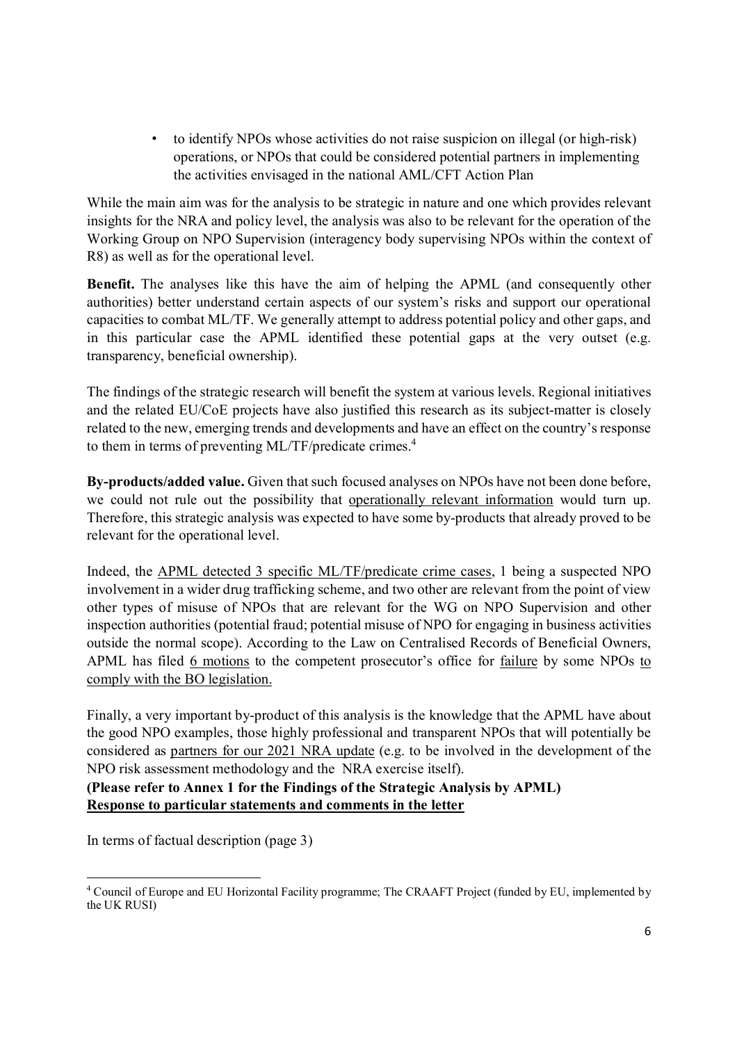- to identify NPOs whose activities do not raise suspicion on illegal (or high-risk) operations, or NPOs that could be considered potential partners in implementing the activities envisaged in the national AML/CFT Action Plan

While the main aim was for the analysis to be strategic in nature and one which provides relevant insights for the NRA and policy level, the analysis was also to be relevant for the operation of the Working Group on NPO Supervision (interagency body supervising NPOs within the context of R8) as well as for the operational level.

**Benefit.** The analyses like this have the aim of helping the APML (and consequently other authorities) better understand certain aspects of our system's risks and support our operational capacities to combat ML/TF. We generally attempt to address potential policy and other gaps, and in this particular case the APML identified these potential gaps at the very outset (e.g. transparency, beneficial ownership).

The findings of the strategic research will benefit the system at various levels. Regional initiatives and the related EU/CoE projects have also justified this research as its subject-matter is closely related to the new, emerging trends and developments and have an effect on the country's response to them in terms of preventing ML/TF/predicate crimes.[4]

**By-products/added value.** Given that such focused analyses on NPOs have not been done before, we could not rule out the possibility that operationally relevant information would turn up. Therefore, this strategic analysis was expected to have some by-products that already proved to be relevant for the operational level.

Indeed, the APML detected 3 specific ML/TF/predicate crime cases, 1 being a suspected NPO involvement in a wider drug trafficking scheme, and two other are relevant from the point of view other types of misuse of NPOs that are relevant for the WG on NPO Supervision and other inspection authorities (potential fraud; potential misuse of NPO for engaging in business activities outside the normal scope). According to the Law on Centralised Records of Beneficial Owners, APML has filed 6 motions to the competent prosecutor's office for failure by some NPOs to comply with the BO legislation.

Finally, a very important by-product of this analysis is the knowledge that the APML have about the good NPO examples, those highly professional and transparent NPOs that will potentially be considered as partners for our 2021 NRA update (e.g. to be involved in the development of the NPO risk assessment methodology and the NRA exercise itself).

**(Please refer to Annex 1 for the Findings of the Strategic Analysis by APML)**

**Response to particular statements and comments in the letter**

In terms of factual description (page 3)

[4] Council of Europe and EU Horizontal Facility programme; The CRAAFT Project (funded by EU, implemented by the UK RUSI)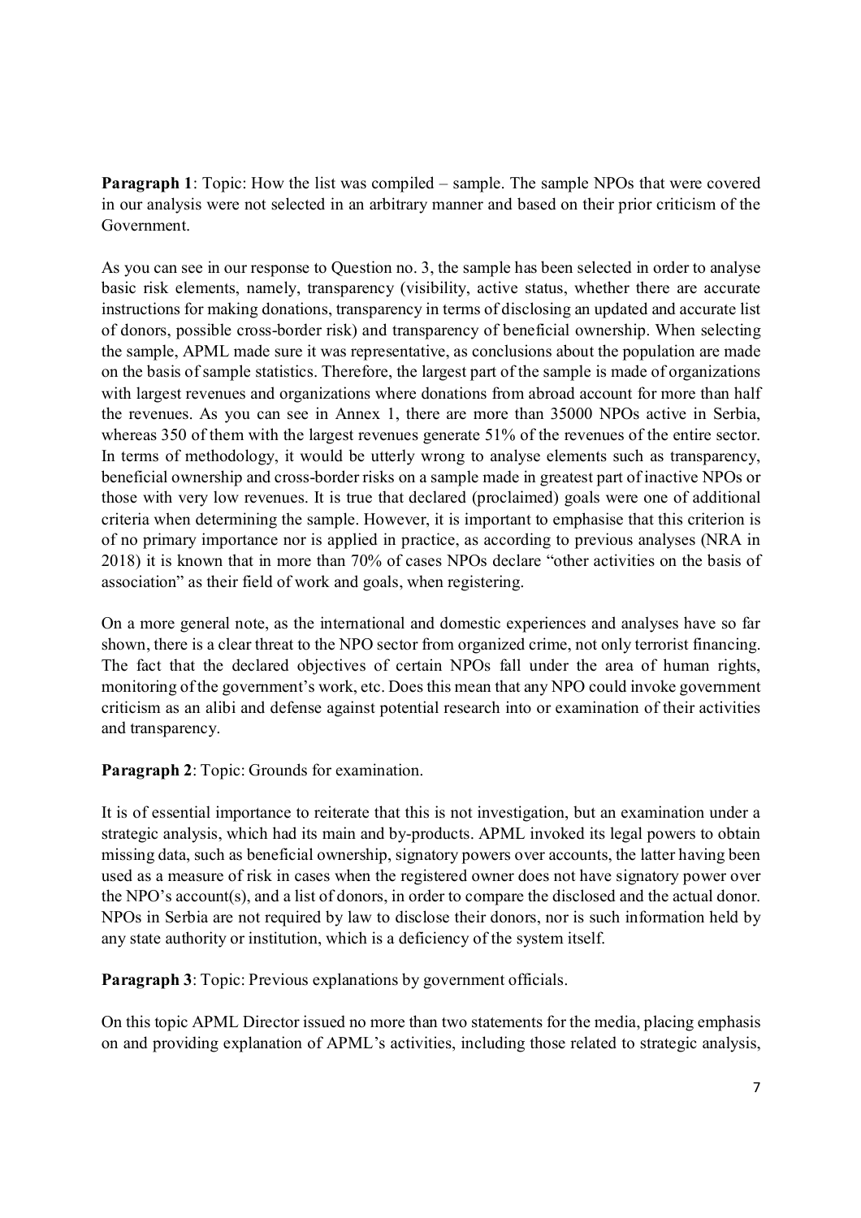**Paragraph 1**: Topic: How the list was compiled – sample. The sample NPOs that were covered in our analysis were not selected in an arbitrary manner and based on their prior criticism of the Government.

As you can see in our response to Question no. 3, the sample has been selected in order to analyse basic risk elements, namely, transparency (visibility, active status, whether there are accurate instructions for making donations, transparency in terms of disclosing an updated and accurate list of donors, possible cross-border risk) and transparency of beneficial ownership. When selecting the sample, APML made sure it was representative, as conclusions about the population are made on the basis of sample statistics. Therefore, the largest part of the sample is made of organizations with largest revenues and organizations where donations from abroad account for more than half the revenues. As you can see in Annex 1, there are more than 35000 NPOs active in Serbia, whereas 350 of them with the largest revenues generate 51% of the revenues of the entire sector. In terms of methodology, it would be utterly wrong to analyse elements such as transparency, beneficial ownership and cross-border risks on a sample made in greatest part of inactive NPOs or those with very low revenues. It is true that declared (proclaimed) goals were one of additional criteria when determining the sample. However, it is important to emphasise that this criterion is of no primary importance nor is applied in practice, as according to previous analyses (NRA in 2018) it is known that in more than 70% of cases NPOs declare "other activities on the basis of association" as their field of work and goals, when registering.

On a more general note, as the international and domestic experiences and analyses have so far shown, there is a clear threat to the NPO sector from organized crime, not only terrorist financing. The fact that the declared objectives of certain NPOs fall under the area of human rights, monitoring of the government's work, etc. Does this mean that any NPO could invoke government criticism as an alibi and defense against potential research into or examination of their activities and transparency.

**Paragraph 2**: Topic: Grounds for examination.

It is of essential importance to reiterate that this is not investigation, but an examination under a strategic analysis, which had its main and by-products. APML invoked its legal powers to obtain missing data, such as beneficial ownership, signatory powers over accounts, the latter having been used as a measure of risk in cases when the registered owner does not have signatory power over the NPO's account(s), and a list of donors, in order to compare the disclosed and the actual donor. NPOs in Serbia are not required by law to disclose their donors, nor is such information held by any state authority or institution, which is a deficiency of the system itself.

**Paragraph 3**: Topic: Previous explanations by government officials.

On this topic APML Director issued no more than two statements for the media, placing emphasis on and providing explanation of APML's activities, including those related to strategic analysis,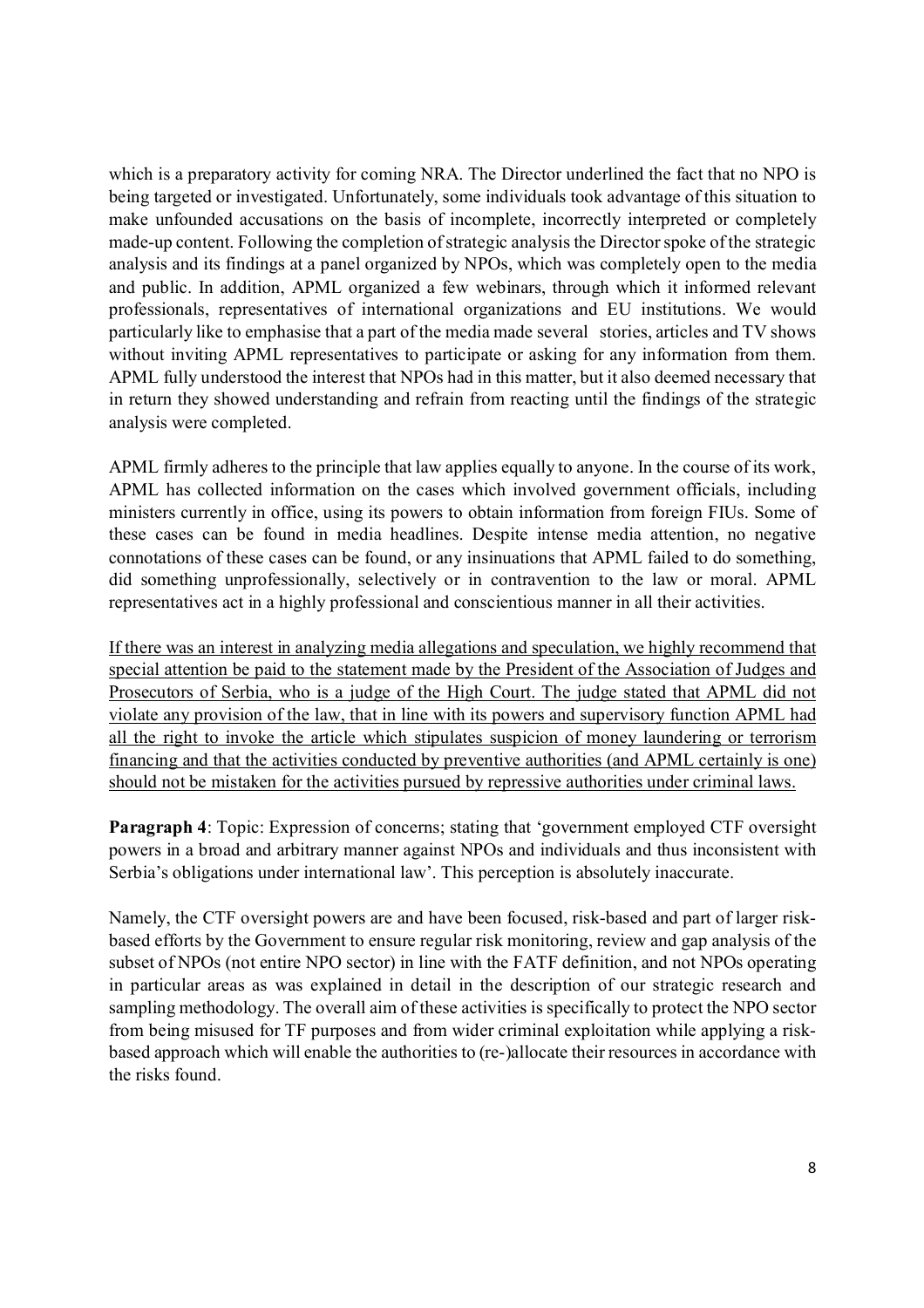which is a preparatory activity for coming NRA. The Director underlined the fact that no NPO is being targeted or investigated. Unfortunately, some individuals took advantage of this situation to make unfounded accusations on the basis of incomplete, incorrectly interpreted or completely made-up content. Following the completion of strategic analysis the Director spoke of the strategic analysis and its findings at a panel organized by NPOs, which was completely open to the media and public. In addition, APML organized a few webinars, through which it informed relevant professionals, representatives of international organizations and EU institutions. We would particularly like to emphasise that a part of the media made several stories, articles and TV shows without inviting APML representatives to participate or asking for any information from them. APML fully understood the interest that NPOs had in this matter, but it also deemed necessary that in return they showed understanding and refrain from reacting until the findings of the strategic analysis were completed.

APML firmly adheres to the principle that law applies equally to anyone. In the course of its work, APML has collected information on the cases which involved government officials, including ministers currently in office, using its powers to obtain information from foreign FIUs. Some of these cases can be found in media headlines. Despite intense media attention, no negative connotations of these cases can be found, or any insinuations that APML failed to do something, did something unprofessionally, selectively or in contravention to the law or moral. APML representatives act in a highly professional and conscientious manner in all their activities.

<u>If there was an interest in analyzing media allegations and speculation, we highly recommend that special attention be paid to the statement made by the President of the Association of Judges and Prosecutors of Serbia, who is a judge of the High Court. The judge stated that APML did not violate any provision of the law, that in line with its powers and supervisory function APML had all the right to invoke the article which stipulates suspicion of money laundering or terrorism financing and that the activities conducted by preventive authorities (and APML certainly is one) should not be mistaken for the activities pursued by repressive authorities under criminal laws.</u>

**Paragraph 4**: Topic: Expression of concerns; stating that 'government employed CTF oversight powers in a broad and arbitrary manner against NPOs and individuals and thus inconsistent with Serbia's obligations under international law'. This perception is absolutely inaccurate.

Namely, the CTF oversight powers are and have been focused, risk-based and part of larger risk-based efforts by the Government to ensure regular risk monitoring, review and gap analysis of the subset of NPOs (not entire NPO sector) in line with the FATF definition, and not NPOs operating in particular areas as was explained in detail in the description of our strategic research and sampling methodology. The overall aim of these activities is specifically to protect the NPO sector from being misused for TF purposes and from wider criminal exploitation while applying a risk-based approach which will enable the authorities to (re-)allocate their resources in accordance with the risks found.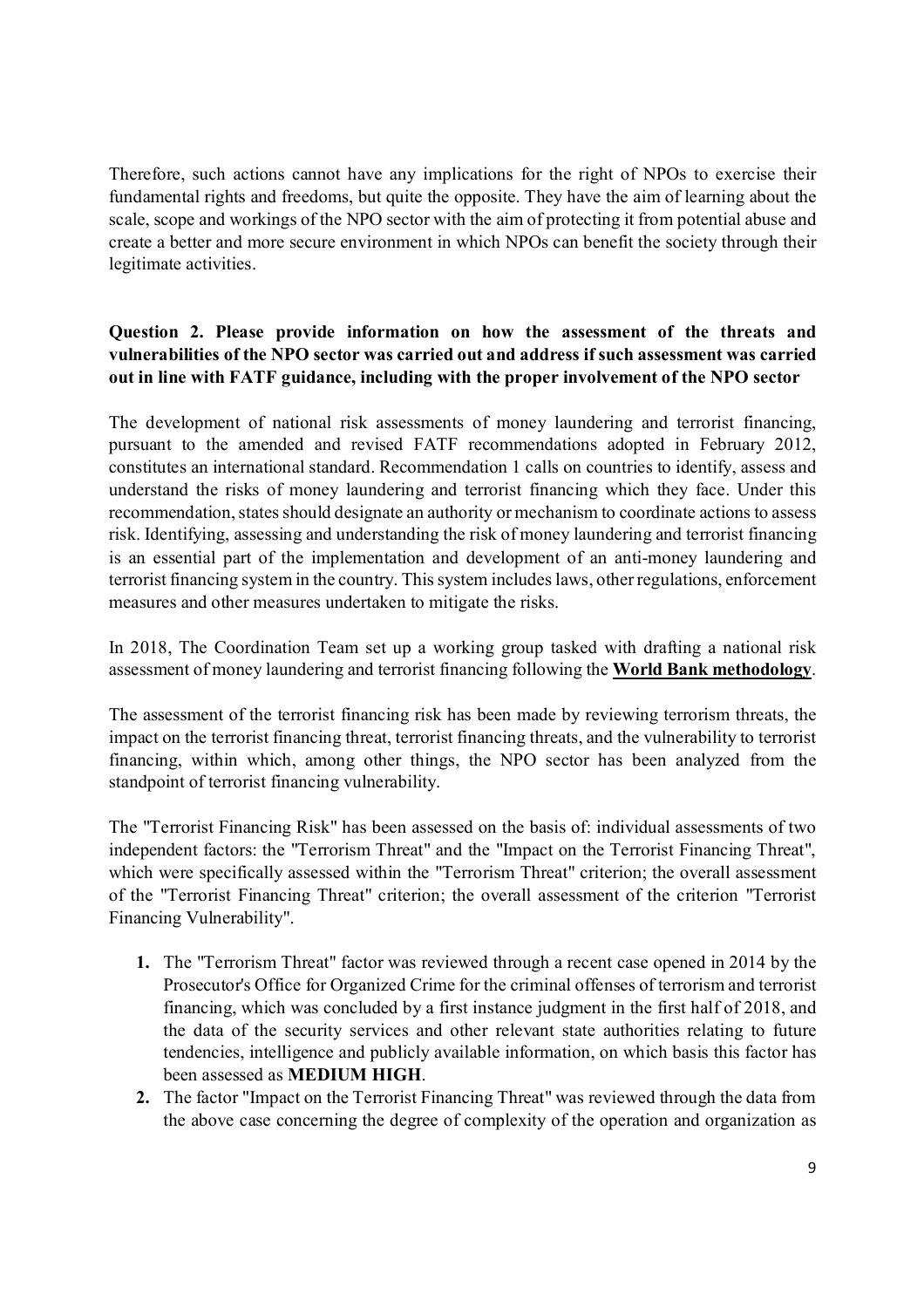Therefore, such actions cannot have any implications for the right of NPOs to exercise their fundamental rights and freedoms, but quite the opposite. They have the aim of learning about the scale, scope and workings of the NPO sector with the aim of protecting it from potential abuse and create a better and more secure environment in which NPOs can benefit the society through their legitimate activities.

**Question 2. Please provide information on how the assessment of the threats and vulnerabilities of the NPO sector was carried out and address if such assessment was carried out in line with FATF guidance, including with the proper involvement of the NPO sector**

The development of national risk assessments of money laundering and terrorist financing, pursuant to the amended and revised FATF recommendations adopted in February 2012, constitutes an international standard. Recommendation 1 calls on countries to identify, assess and understand the risks of money laundering and terrorist financing which they face. Under this recommendation, states should designate an authority or mechanism to coordinate actions to assess risk. Identifying, assessing and understanding the risk of money laundering and terrorist financing is an essential part of the implementation and development of an anti-money laundering and terrorist financing system in the country. This system includes laws, other regulations, enforcement measures and other measures undertaken to mitigate the risks.

In 2018, The Coordination Team set up a working group tasked with drafting a national risk assessment of money laundering and terrorist financing following the **World Bank methodology**.

The assessment of the terrorist financing risk has been made by reviewing terrorism threats, the impact on the terrorist financing threat, terrorist financing threats, and the vulnerability to terrorist financing, within which, among other things, the NPO sector has been analyzed from the standpoint of terrorist financing vulnerability.

The "Terrorist Financing Risk" has been assessed on the basis of: individual assessments of two independent factors: the "Terrorism Threat" and the "Impact on the Terrorist Financing Threat", which were specifically assessed within the "Terrorism Threat" criterion; the overall assessment of the "Terrorist Financing Threat" criterion; the overall assessment of the criterion "Terrorist Financing Vulnerability".

1. The "Terrorism Threat" factor was reviewed through a recent case opened in 2014 by the Prosecutor's Office for Organized Crime for the criminal offenses of terrorism and terrorist financing, which was concluded by a first instance judgment in the first half of 2018, and the data of the security services and other relevant state authorities relating to future tendencies, intelligence and publicly available information, on which basis this factor has been assessed as **MEDIUM HIGH**.
2. The factor "Impact on the Terrorist Financing Threat" was reviewed through the data from the above case concerning the degree of complexity of the operation and organization as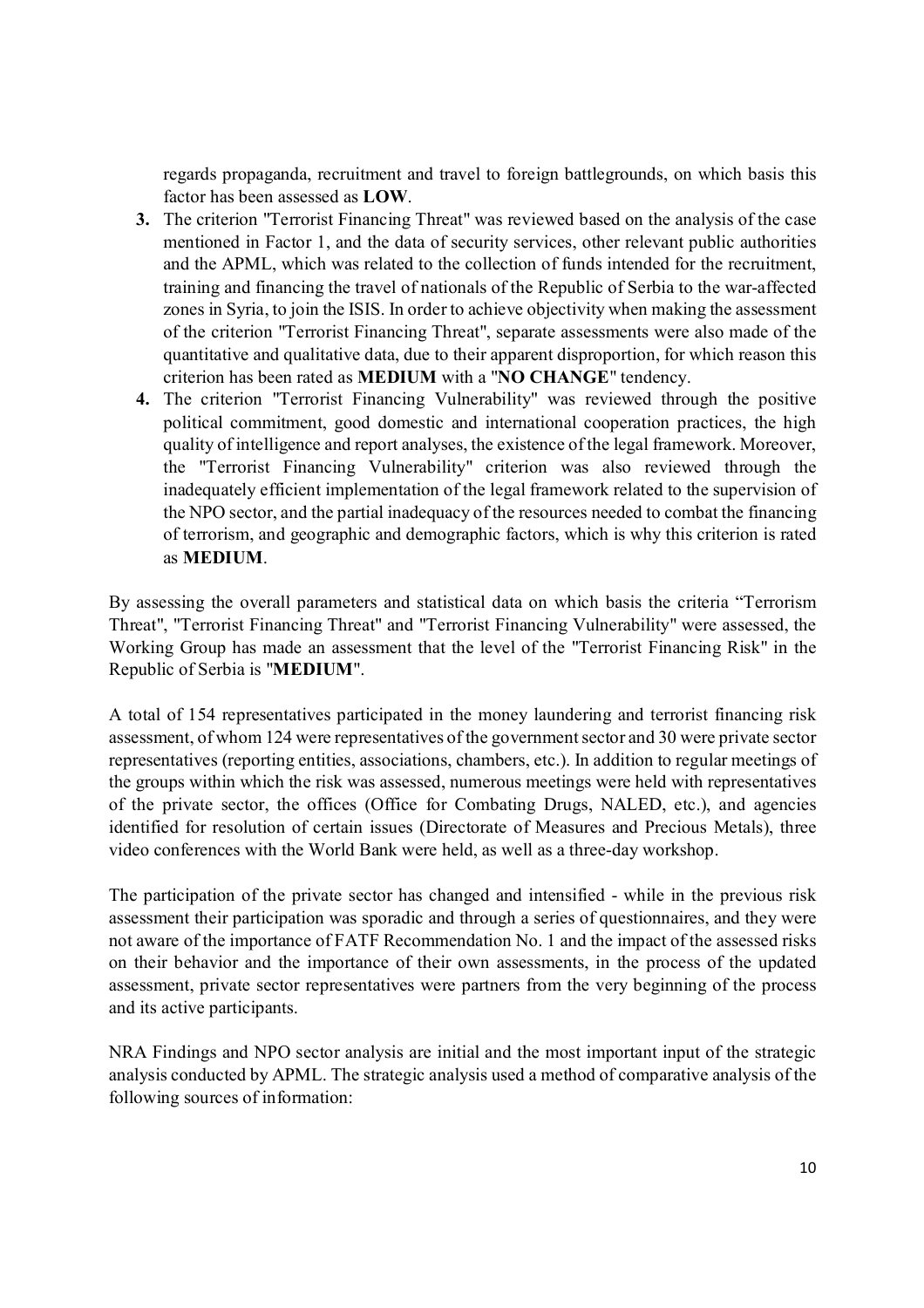regards propaganda, recruitment and travel to foreign battlegrounds, on which basis this factor has been assessed as **LOW**.

3. The criterion "Terrorist Financing Threat" was reviewed based on the analysis of the case mentioned in Factor 1, and the data of security services, other relevant public authorities and the APML, which was related to the collection of funds intended for the recruitment, training and financing the travel of nationals of the Republic of Serbia to the war-affected zones in Syria, to join the ISIS. In order to achieve objectivity when making the assessment of the criterion "Terrorist Financing Threat", separate assessments were also made of the quantitative and qualitative data, due to their apparent disproportion, for which reason this criterion has been rated as **MEDIUM** with a "**NO CHANGE**" tendency.
4. The criterion "Terrorist Financing Vulnerability" was reviewed through the positive political commitment, good domestic and international cooperation practices, the high quality of intelligence and report analyses, the existence of the legal framework. Moreover, the "Terrorist Financing Vulnerability" criterion was also reviewed through the inadequately efficient implementation of the legal framework related to the supervision of the NPO sector, and the partial inadequacy of the resources needed to combat the financing of terrorism, and geographic and demographic factors, which is why this criterion is rated as **MEDIUM**.

By assessing the overall parameters and statistical data on which basis the criteria "Terrorism Threat", "Terrorist Financing Threat" and "Terrorist Financing Vulnerability" were assessed, the Working Group has made an assessment that the level of the "Terrorist Financing Risk" in the Republic of Serbia is "**MEDIUM**".

A total of 154 representatives participated in the money laundering and terrorist financing risk assessment, of whom 124 were representatives of the government sector and 30 were private sector representatives (reporting entities, associations, chambers, etc.). In addition to regular meetings of the groups within which the risk was assessed, numerous meetings were held with representatives of the private sector, the offices (Office for Combating Drugs, NALED, etc.), and agencies identified for resolution of certain issues (Directorate of Measures and Precious Metals), three video conferences with the World Bank were held, as well as a three-day workshop.

The participation of the private sector has changed and intensified - while in the previous risk assessment their participation was sporadic and through a series of questionnaires, and they were not aware of the importance of FATF Recommendation No. 1 and the impact of the assessed risks on their behavior and the importance of their own assessments, in the process of the updated assessment, private sector representatives were partners from the very beginning of the process and its active participants.

NRA Findings and NPO sector analysis are initial and the most important input of the strategic analysis conducted by APML. The strategic analysis used a method of comparative analysis of the following sources of information: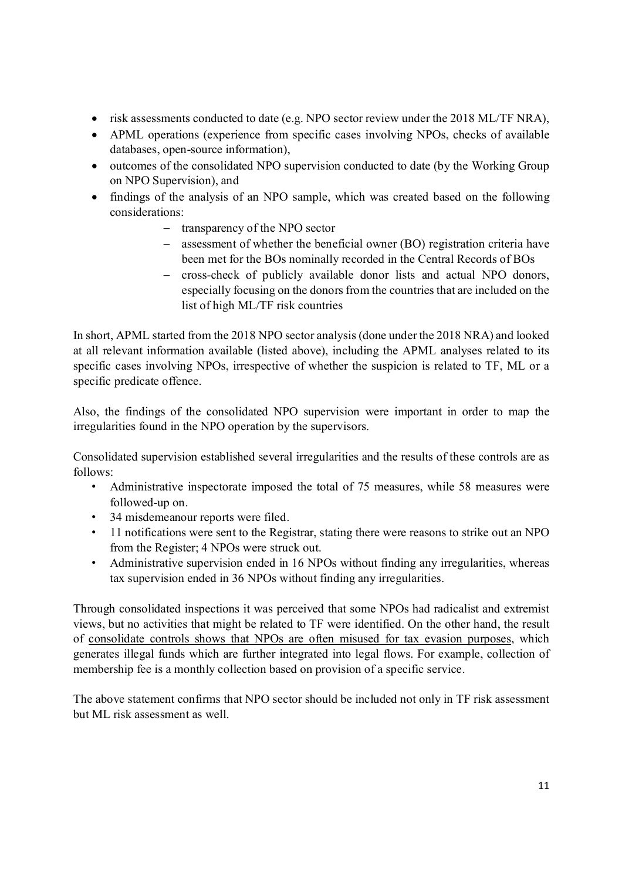- risk assessments conducted to date (e.g. NPO sector review under the 2018 ML/TF NRA),
- APML operations (experience from specific cases involving NPOs, checks of available databases, open-source information),
- outcomes of the consolidated NPO supervision conducted to date (by the Working Group on NPO Supervision), and
- findings of the analysis of an NPO sample, which was created based on the following considerations:
  - transparency of the NPO sector
  - assessment of whether the beneficial owner (BO) registration criteria have been met for the BOs nominally recorded in the Central Records of BOs
  - cross-check of publicly available donor lists and actual NPO donors, especially focusing on the donors from the countries that are included on the list of high ML/TF risk countries

In short, APML started from the 2018 NPO sector analysis (done under the 2018 NRA) and looked at all relevant information available (listed above), including the APML analyses related to its specific cases involving NPOs, irrespective of whether the suspicion is related to TF, ML or a specific predicate offence.

Also, the findings of the consolidated NPO supervision were important in order to map the irregularities found in the NPO operation by the supervisors.

Consolidated supervision established several irregularities and the results of these controls are as follows:

- Administrative inspectorate imposed the total of 75 measures, while 58 measures were followed-up on.
- 34 misdemeanour reports were filed.
- 11 notifications were sent to the Registrar, stating there were reasons to strike out an NPO from the Register; 4 NPOs were struck out.
- Administrative supervision ended in 16 NPOs without finding any irregularities, whereas tax supervision ended in 36 NPOs without finding any irregularities.

Through consolidated inspections it was perceived that some NPOs had radicalist and extremist views, but no activities that might be related to TF were identified. On the other hand, the result of consolidate controls shows that NPOs are often misused for tax evasion purposes, which generates illegal funds which are further integrated into legal flows. For example, collection of membership fee is a monthly collection based on provision of a specific service.

The above statement confirms that NPO sector should be included not only in TF risk assessment but ML risk assessment as well.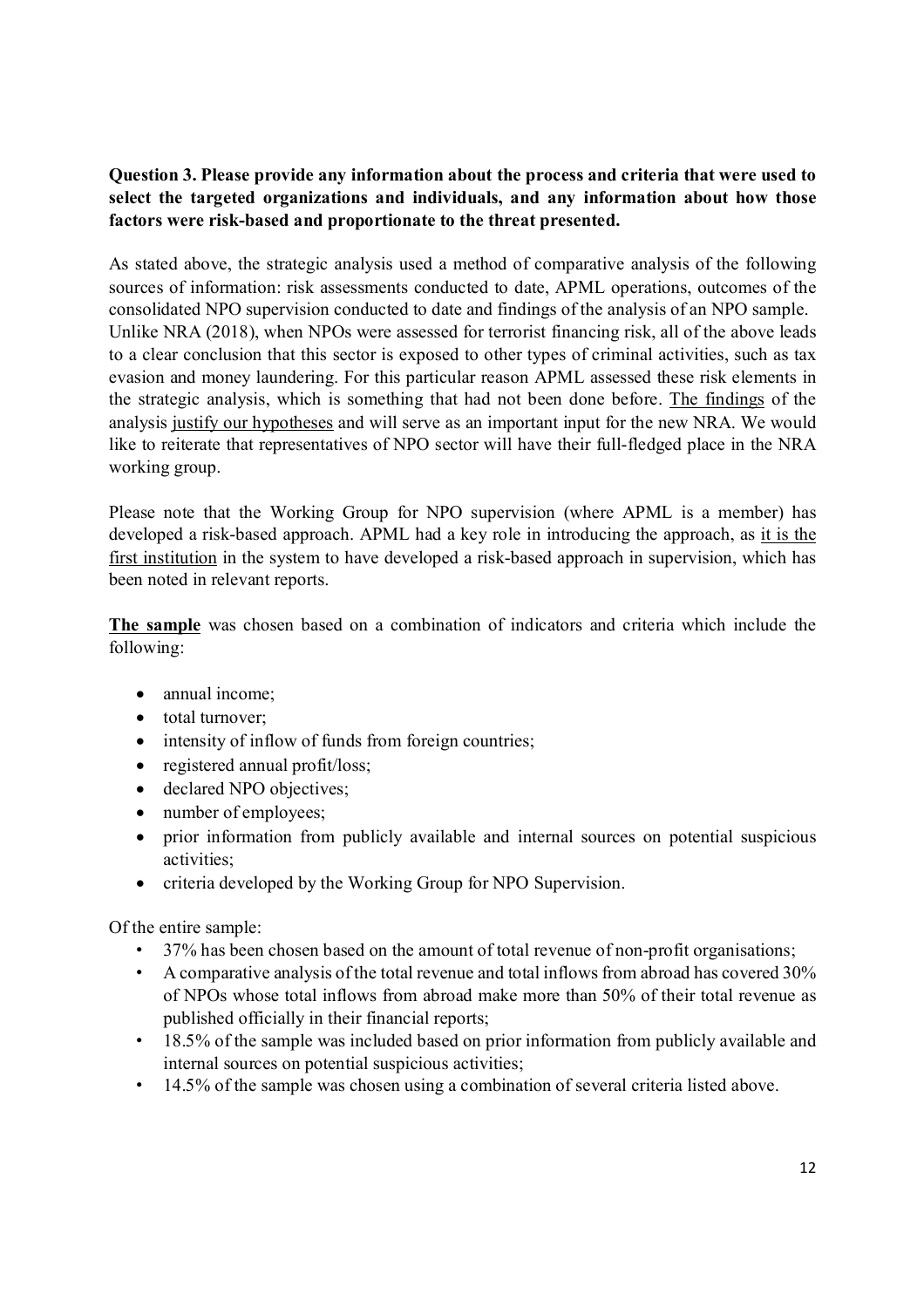**Question 3. Please provide any information about the process and criteria that were used to select the targeted organizations and individuals, and any information about how those factors were risk-based and proportionate to the threat presented.**

As stated above, the strategic analysis used a method of comparative analysis of the following sources of information: risk assessments conducted to date, APML operations, outcomes of the consolidated NPO supervision conducted to date and findings of the analysis of an NPO sample. Unlike NRA (2018), when NPOs were assessed for terrorist financing risk, all of the above leads to a clear conclusion that this sector is exposed to other types of criminal activities, such as tax evasion and money laundering. For this particular reason APML assessed these risk elements in the strategic analysis, which is something that had not been done before. <u>The findings</u> of the analysis <u>justify our hypotheses</u> and will serve as an important input for the new NRA. We would like to reiterate that representatives of NPO sector will have their full-fledged place in the NRA working group.

Please note that the Working Group for NPO supervision (where APML is a member) has developed a risk-based approach. APML had a key role in introducing the approach, as <u>it is the first institution</u> in the system to have developed a risk-based approach in supervision, which has been noted in relevant reports.

<u>**The sample**</u> was chosen based on a combination of indicators and criteria which include the following:

- annual income;
- total turnover;
- intensity of inflow of funds from foreign countries;
- registered annual profit/loss;
- declared NPO objectives;
- number of employees;
- prior information from publicly available and internal sources on potential suspicious activities;
- criteria developed by the Working Group for NPO Supervision.

Of the entire sample:

- 37% has been chosen based on the amount of total revenue of non-profit organisations;
- A comparative analysis of the total revenue and total inflows from abroad has covered 30% of NPOs whose total inflows from abroad make more than 50% of their total revenue as published officially in their financial reports;
- 18.5% of the sample was included based on prior information from publicly available and internal sources on potential suspicious activities;
- 14.5% of the sample was chosen using a combination of several criteria listed above.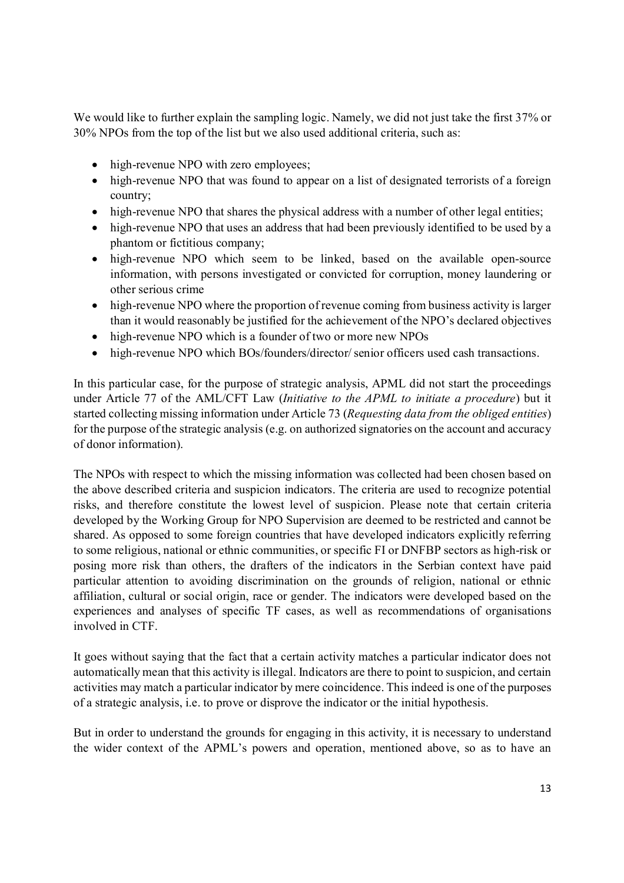We would like to further explain the sampling logic. Namely, we did not just take the first 37% or 30% NPOs from the top of the list but we also used additional criteria, such as:

- high-revenue NPO with zero employees;
- high-revenue NPO that was found to appear on a list of designated terrorists of a foreign country;
- high-revenue NPO that shares the physical address with a number of other legal entities;
- high-revenue NPO that uses an address that had been previously identified to be used by a phantom or fictitious company;
- high-revenue NPO which seem to be linked, based on the available open-source information, with persons investigated or convicted for corruption, money laundering or other serious crime
- high-revenue NPO where the proportion of revenue coming from business activity is larger than it would reasonably be justified for the achievement of the NPO's declared objectives
- high-revenue NPO which is a founder of two or more new NPOs
- high-revenue NPO which BOs/founders/director/ senior officers used cash transactions.

In this particular case, for the purpose of strategic analysis, APML did not start the proceedings under Article 77 of the AML/CFT Law (*Initiative to the APML to initiate a procedure*) but it started collecting missing information under Article 73 (*Requesting data from the obliged entities*) for the purpose of the strategic analysis (e.g. on authorized signatories on the account and accuracy of donor information).

The NPOs with respect to which the missing information was collected had been chosen based on the above described criteria and suspicion indicators. The criteria are used to recognize potential risks, and therefore constitute the lowest level of suspicion. Please note that certain criteria developed by the Working Group for NPO Supervision are deemed to be restricted and cannot be shared. As opposed to some foreign countries that have developed indicators explicitly referring to some religious, national or ethnic communities, or specific FI or DNFBP sectors as high-risk or posing more risk than others, the drafters of the indicators in the Serbian context have paid particular attention to avoiding discrimination on the grounds of religion, national or ethnic affiliation, cultural or social origin, race or gender. The indicators were developed based on the experiences and analyses of specific TF cases, as well as recommendations of organisations involved in CTF.

It goes without saying that the fact that a certain activity matches a particular indicator does not automatically mean that this activity is illegal. Indicators are there to point to suspicion, and certain activities may match a particular indicator by mere coincidence. This indeed is one of the purposes of a strategic analysis, i.e. to prove or disprove the indicator or the initial hypothesis.

But in order to understand the grounds for engaging in this activity, it is necessary to understand the wider context of the APML's powers and operation, mentioned above, so as to have an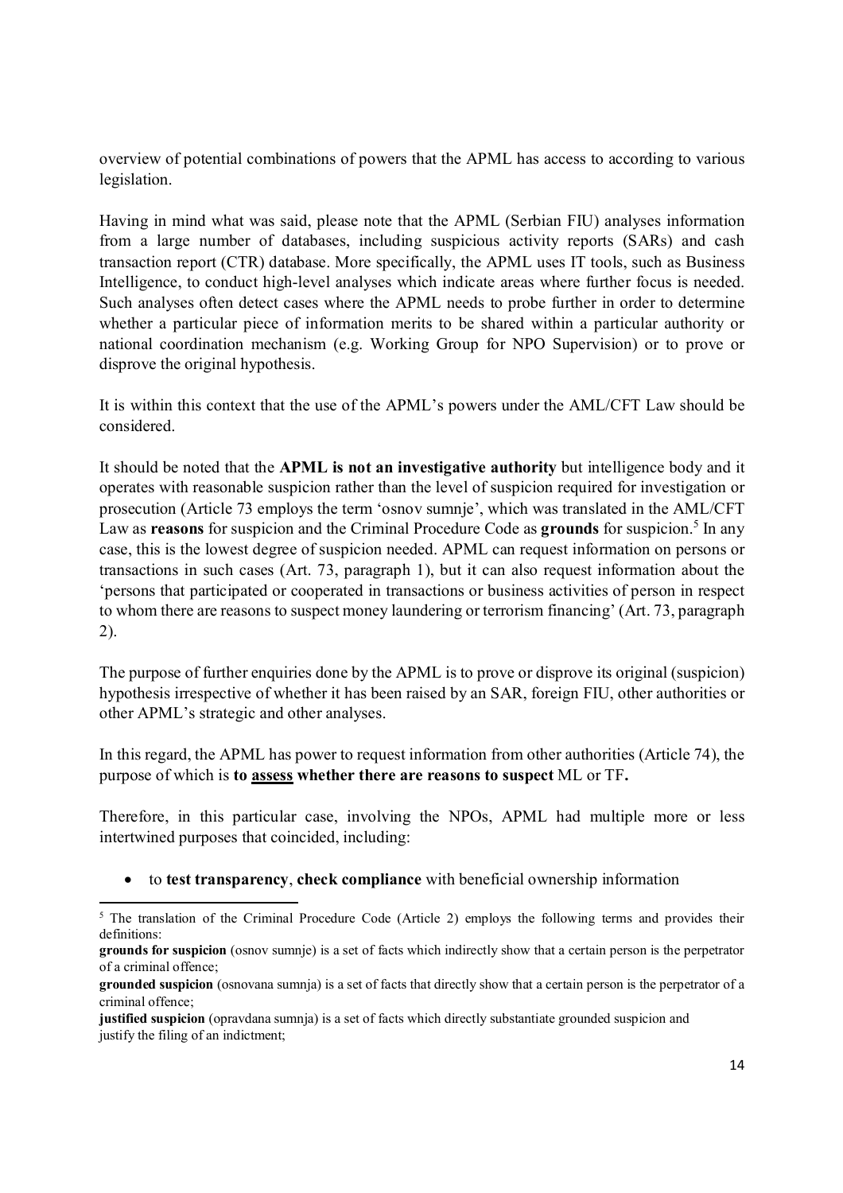overview of potential combinations of powers that the APML has access to according to various legislation.

Having in mind what was said, please note that the APML (Serbian FIU) analyses information from a large number of databases, including suspicious activity reports (SARs) and cash transaction report (CTR) database. More specifically, the APML uses IT tools, such as Business Intelligence, to conduct high-level analyses which indicate areas where further focus is needed. Such analyses often detect cases where the APML needs to probe further in order to determine whether a particular piece of information merits to be shared within a particular authority or national coordination mechanism (e.g. Working Group for NPO Supervision) or to prove or disprove the original hypothesis.

It is within this context that the use of the APML's powers under the AML/CFT Law should be considered.

It should be noted that the **APML is not an investigative authority** but intelligence body and it operates with reasonable suspicion rather than the level of suspicion required for investigation or prosecution (Article 73 employs the term 'osnov sumnje', which was translated in the AML/CFT Law as **reasons** for suspicion and the Criminal Procedure Code as **grounds** for suspicion.[5] In any case, this is the lowest degree of suspicion needed. APML can request information on persons or transactions in such cases (Art. 73, paragraph 1), but it can also request information about the 'persons that participated or cooperated in transactions or business activities of person in respect to whom there are reasons to suspect money laundering or terrorism financing' (Art. 73, paragraph 2).

The purpose of further enquiries done by the APML is to prove or disprove its original (suspicion) hypothesis irrespective of whether it has been raised by an SAR, foreign FIU, other authorities or other APML's strategic and other analyses.

In this regard, the APML has power to request information from other authorities (Article 74), the purpose of which is **to <u>assess</u> whether there are reasons to suspect** ML or TF**.**

Therefore, in this particular case, involving the NPOs, APML had multiple more or less intertwined purposes that coincided, including:

- to **test transparency**, **check compliance** with beneficial ownership information

---

[5] The translation of the Criminal Procedure Code (Article 2) employs the following terms and provides their definitions:

**grounds for suspicion** (osnov sumnje) is a set of facts which indirectly show that a certain person is the perpetrator of a criminal offence;

**grounded suspicion** (osnovana sumnja) is a set of facts that directly show that a certain person is the perpetrator of a criminal offence;

**justified suspicion** (opravdana sumnja) is a set of facts which directly substantiate grounded suspicion and justify the filing of an indictment;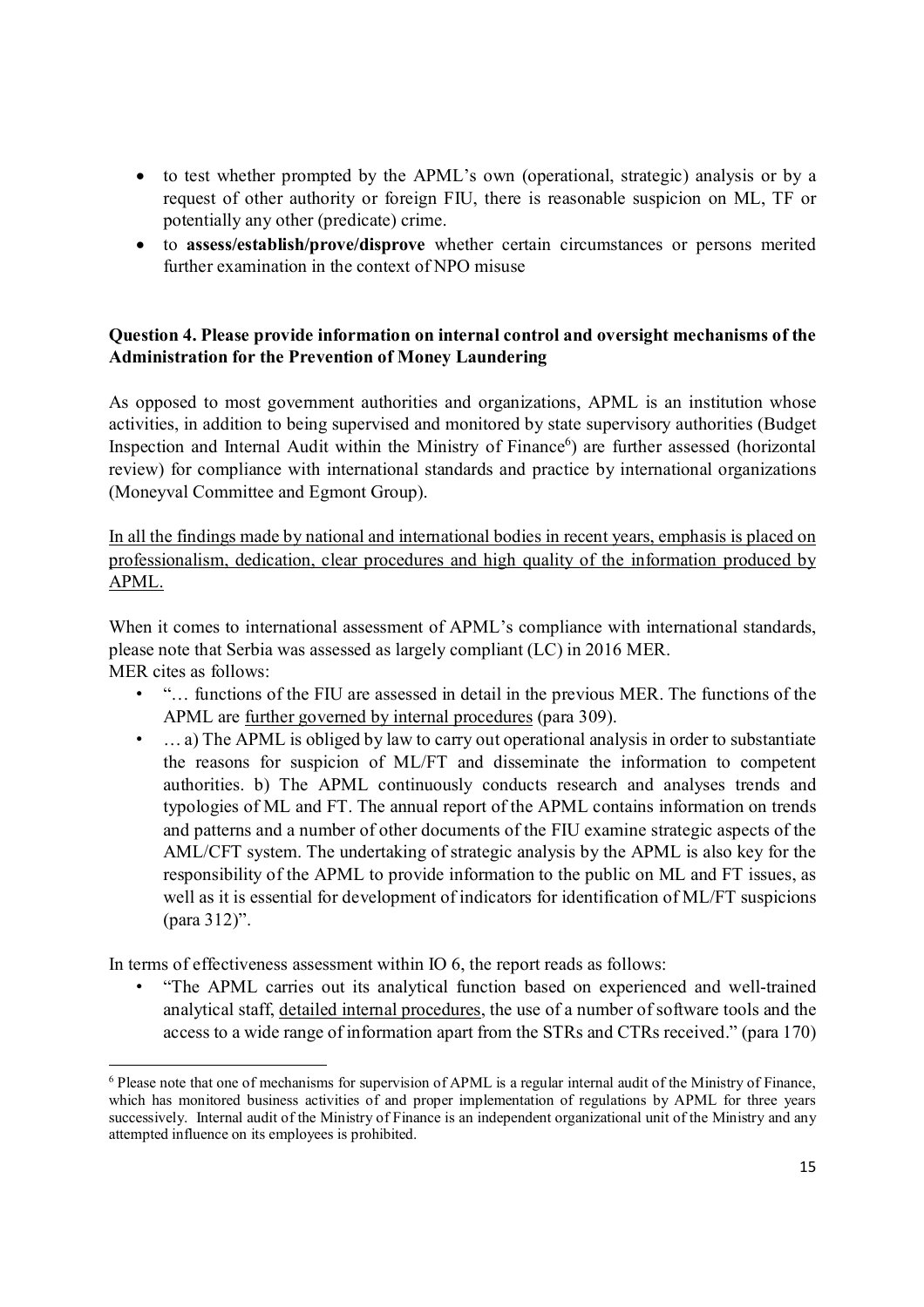- to test whether prompted by the APML's own (operational, strategic) analysis or by a request of other authority or foreign FIU, there is reasonable suspicion on ML, TF or potentially any other (predicate) crime.
- to **assess/establish/prove/disprove** whether certain circumstances or persons merited further examination in the context of NPO misuse

**Question 4. Please provide information on internal control and oversight mechanisms of the Administration for the Prevention of Money Laundering**

As opposed to most government authorities and organizations, APML is an institution whose activities, in addition to being supervised and monitored by state supervisory authorities (Budget Inspection and Internal Audit within the Ministry of Finance[6]) are further assessed (horizontal review) for compliance with international standards and practice by international organizations (Moneyval Committee and Egmont Group).

<u>In all the findings made by national and international bodies in recent years, emphasis is placed on professionalism, dedication, clear procedures and high quality of the information produced by APML.</u>

When it comes to international assessment of APML's compliance with international standards, please note that Serbia was assessed as largely compliant (LC) in 2016 MER.
MER cites as follows:

- "… functions of the FIU are assessed in detail in the previous MER. The functions of the APML are <u>further governed by internal procedures</u> (para 309).
- … a) The APML is obliged by law to carry out operational analysis in order to substantiate the reasons for suspicion of ML/FT and disseminate the information to competent authorities. b) The APML continuously conducts research and analyses trends and typologies of ML and FT. The annual report of the APML contains information on trends and patterns and a number of other documents of the FIU examine strategic aspects of the AML/CFT system. The undertaking of strategic analysis by the APML is also key for the responsibility of the APML to provide information to the public on ML and FT issues, as well as it is essential for development of indicators for identification of ML/FT suspicions (para 312)".

In terms of effectiveness assessment within IO 6, the report reads as follows:

- "The APML carries out its analytical function based on experienced and well-trained analytical staff, <u>detailed internal procedures</u>, the use of a number of software tools and the access to a wide range of information apart from the STRs and CTRs received." (para 170)

[6] Please note that one of mechanisms for supervision of APML is a regular internal audit of the Ministry of Finance, which has monitored business activities of and proper implementation of regulations by APML for three years successively. Internal audit of the Ministry of Finance is an independent organizational unit of the Ministry and any attempted influence on its employees is prohibited.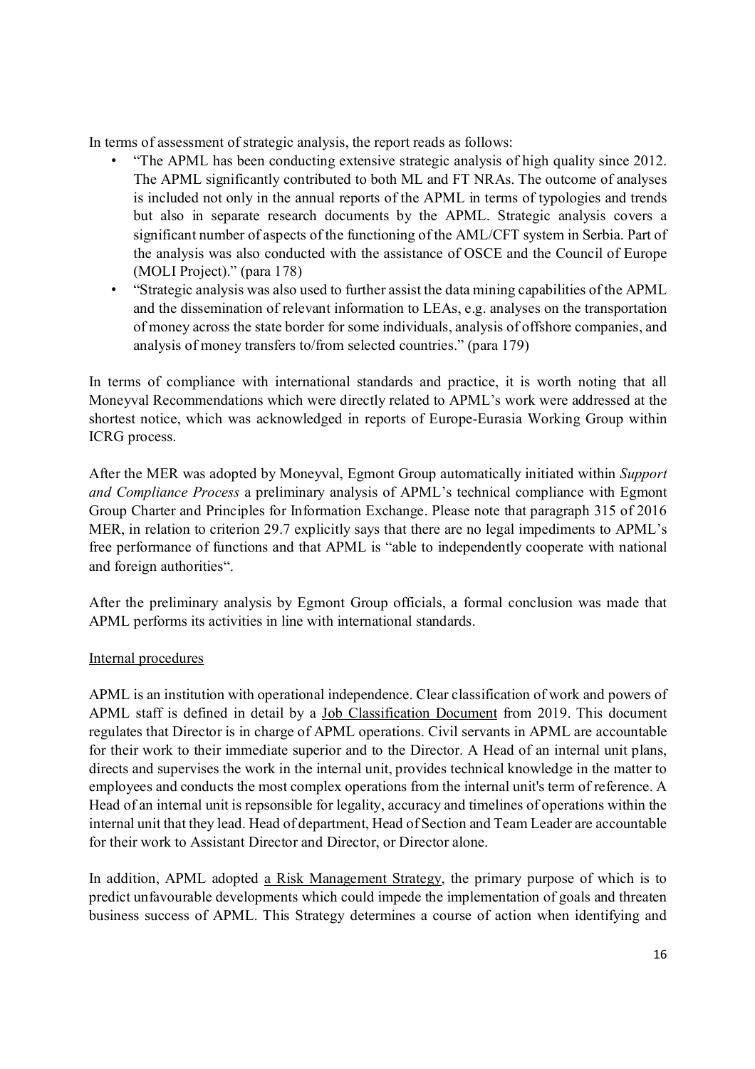In terms of assessment of strategic analysis, the report reads as follows:

- "The APML has been conducting extensive strategic analysis of high quality since 2012. The APML significantly contributed to both ML and FT NRAs. The outcome of analyses is included not only in the annual reports of the APML in terms of typologies and trends but also in separate research documents by the APML. Strategic analysis covers a significant number of aspects of the functioning of the AML/CFT system in Serbia. Part of the analysis was also conducted with the assistance of OSCE and the Council of Europe (MOLI Project)." (para 178)
- "Strategic analysis was also used to further assist the data mining capabilities of the APML and the dissemination of relevant information to LEAs, e.g. analyses on the transportation of money across the state border for some individuals, analysis of offshore companies, and analysis of money transfers to/from selected countries." (para 179)

In terms of compliance with international standards and practice, it is worth noting that all Moneyval Recommendations which were directly related to APML's work were addressed at the shortest notice, which was acknowledged in reports of Europe-Eurasia Working Group within ICRG process.

After the MER was adopted by Moneyval, Egmont Group automatically initiated within *Support and Compliance Process* a preliminary analysis of APML's technical compliance with Egmont Group Charter and Principles for Information Exchange. Please note that paragraph 315 of 2016 MER, in relation to criterion 29.7 explicitly says that there are no legal impediments to APML's free performance of functions and that APML is "able to independently cooperate with national and foreign authorities".

After the preliminary analysis by Egmont Group officials, a formal conclusion was made that APML performs its activities in line with international standards.

Internal procedures

APML is an institution with operational independence. Clear classification of work and powers of APML staff is defined in detail by a Job Classification Document from 2019. This document regulates that Director is in charge of APML operations. Civil servants in APML are accountable for their work to their immediate superior and to the Director. A Head of an internal unit plans, directs and supervises the work in the internal unit, provides technical knowledge in the matter to employees and conducts the most complex operations from the internal unit's term of reference. A Head of an internal unit is repsonsible for legality, accuracy and timelines of operations within the internal unit that they lead. Head of department, Head of Section and Team Leader are accountable for their work to Assistant Director and Director, or Director alone.

In addition, APML adopted a Risk Management Strategy, the primary purpose of which is to predict unfavourable developments which could impede the implementation of goals and threaten business success of APML. This Strategy determines a course of action when identifying and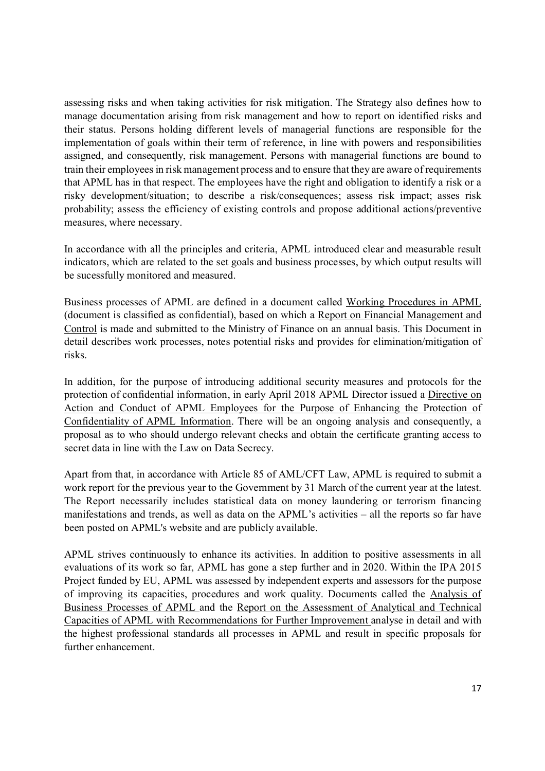assessing risks and when taking activities for risk mitigation. The Strategy also defines how to manage documentation arising from risk management and how to report on identified risks and their status. Persons holding different levels of managerial functions are responsible for the implementation of goals within their term of reference, in line with powers and responsibilities assigned, and consequently, risk management. Persons with managerial functions are bound to train their employees in risk management process and to ensure that they are aware of requirements that APML has in that respect. The employees have the right and obligation to identify a risk or a risky development/situation; to describe a risk/consequences; assess risk impact; asses risk probability; assess the efficiency of existing controls and propose additional actions/preventive measures, where necessary.

In accordance with all the principles and criteria, APML introduced clear and measurable result indicators, which are related to the set goals and business processes, by which output results will be sucessfully monitored and measured.

Business processes of APML are defined in a document called Working Procedures in APML (document is classified as confidential), based on which a Report on Financial Management and Control is made and submitted to the Ministry of Finance on an annual basis. This Document in detail describes work processes, notes potential risks and provides for elimination/mitigation of risks.

In addition, for the purpose of introducing additional security measures and protocols for the protection of confidential information, in early April 2018 APML Director issued a Directive on Action and Conduct of APML Employees for the Purpose of Enhancing the Protection of Confidentiality of APML Information. There will be an ongoing analysis and consequently, a proposal as to who should undergo relevant checks and obtain the certificate granting access to secret data in line with the Law on Data Secrecy.

Apart from that, in accordance with Article 85 of AML/CFT Law, APML is required to submit a work report for the previous year to the Government by 31 March of the current year at the latest. The Report necessarily includes statistical data on money laundering or terrorism financing manifestations and trends, as well as data on the APML's activities – all the reports so far have been posted on APML's website and are publicly available.

APML strives continuously to enhance its activities. In addition to positive assessments in all evaluations of its work so far, APML has gone a step further and in 2020. Within the IPA 2015 Project funded by EU, APML was assessed by independent experts and assessors for the purpose of improving its capacities, procedures and work quality. Documents called the Analysis of Business Processes of APML and the Report on the Assessment of Analytical and Technical Capacities of APML with Recommendations for Further Improvement analyse in detail and with the highest professional standards all processes in APML and result in specific proposals for further enhancement.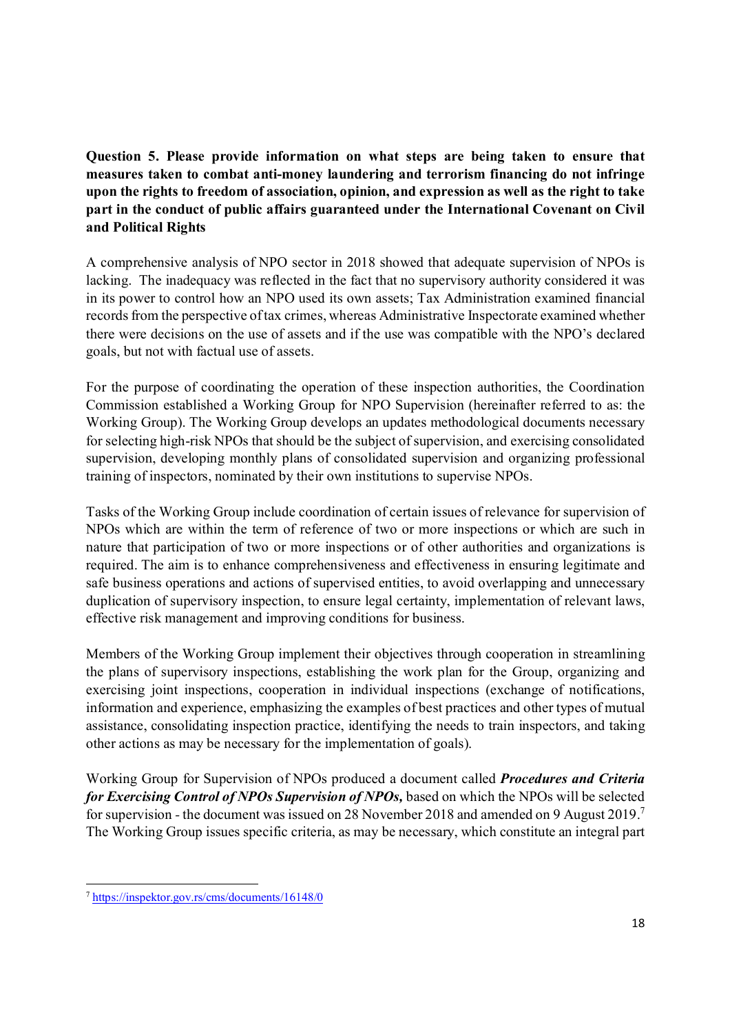**Question 5. Please provide information on what steps are being taken to ensure that measures taken to combat anti-money laundering and terrorism financing do not infringe upon the rights to freedom of association, opinion, and expression as well as the right to take part in the conduct of public affairs guaranteed under the International Covenant on Civil and Political Rights**

A comprehensive analysis of NPO sector in 2018 showed that adequate supervision of NPOs is lacking. The inadequacy was reflected in the fact that no supervisory authority considered it was in its power to control how an NPO used its own assets; Tax Administration examined financial records from the perspective of tax crimes, whereas Administrative Inspectorate examined whether there were decisions on the use of assets and if the use was compatible with the NPO's declared goals, but not with factual use of assets.

For the purpose of coordinating the operation of these inspection authorities, the Coordination Commission established a Working Group for NPO Supervision (hereinafter referred to as: the Working Group). The Working Group develops an updates methodological documents necessary for selecting high-risk NPOs that should be the subject of supervision, and exercising consolidated supervision, developing monthly plans of consolidated supervision and organizing professional training of inspectors, nominated by their own institutions to supervise NPOs.

Tasks of the Working Group include coordination of certain issues of relevance for supervision of NPOs which are within the term of reference of two or more inspections or which are such in nature that participation of two or more inspections or of other authorities and organizations is required. The aim is to enhance comprehensiveness and effectiveness in ensuring legitimate and safe business operations and actions of supervised entities, to avoid overlapping and unnecessary duplication of supervisory inspection, to ensure legal certainty, implementation of relevant laws, effective risk management and improving conditions for business.

Members of the Working Group implement their objectives through cooperation in streamlining the plans of supervisory inspections, establishing the work plan for the Group, organizing and exercising joint inspections, cooperation in individual inspections (exchange of notifications, information and experience, emphasizing the examples of best practices and other types of mutual assistance, consolidating inspection practice, identifying the needs to train inspectors, and taking other actions as may be necessary for the implementation of goals).

Working Group for Supervision of NPOs produced a document called ***Procedures and Criteria for Exercising Control of NPOs Supervision of NPOs,*** based on which the NPOs will be selected for supervision - the document was issued on 28 November 2018 and amended on 9 August 2019.[7] The Working Group issues specific criteria, as may be necessary, which constitute an integral part

[7] https://inspektor.gov.rs/cms/documents/16148/0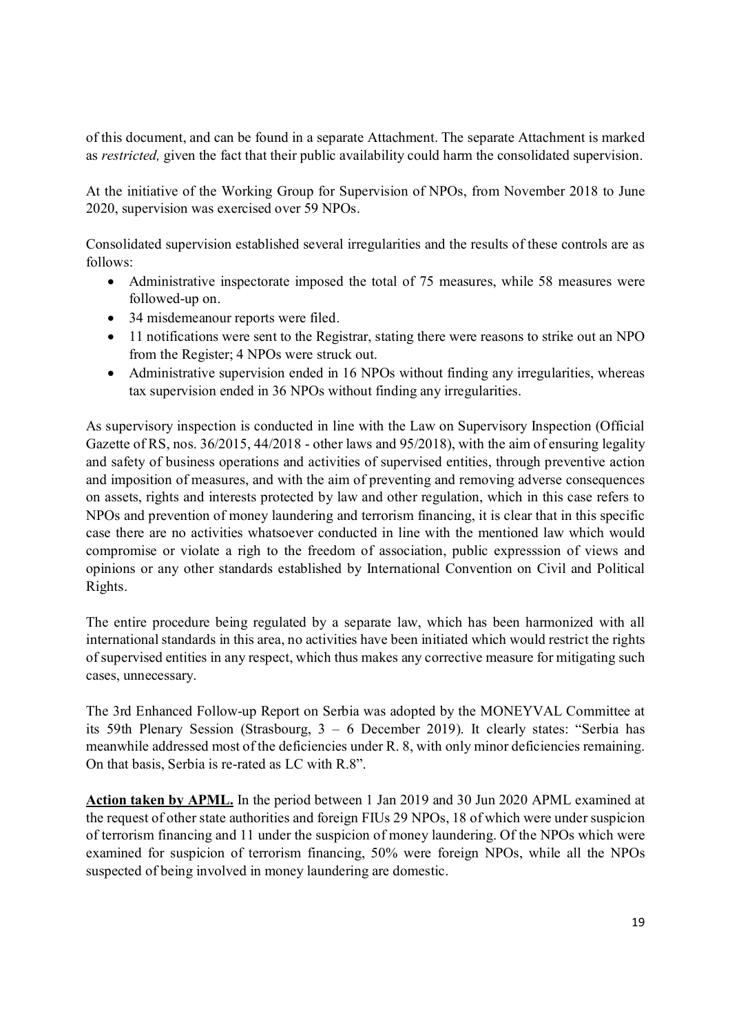of this document, and can be found in a separate Attachment. The separate Attachment is marked as *restricted,* given the fact that their public availability could harm the consolidated supervision.

At the initiative of the Working Group for Supervision of NPOs, from November 2018 to June 2020, supervision was exercised over 59 NPOs.

Consolidated supervision established several irregularities and the results of these controls are as follows:

- Administrative inspectorate imposed the total of 75 measures, while 58 measures were followed-up on.
- 34 misdemeanour reports were filed.
- 11 notifications were sent to the Registrar, stating there were reasons to strike out an NPO from the Register; 4 NPOs were struck out.
- Administrative supervision ended in 16 NPOs without finding any irregularities, whereas tax supervision ended in 36 NPOs without finding any irregularities.

As supervisory inspection is conducted in line with the Law on Supervisory Inspection (Official Gazette of RS, nos. 36/2015, 44/2018 - other laws and 95/2018), with the aim of ensuring legality and safety of business operations and activities of supervised entities, through preventive action and imposition of measures, and with the aim of preventing and removing adverse consequences on assets, rights and interests protected by law and other regulation, which in this case refers to NPOs and prevention of money laundering and terrorism financing, it is clear that in this specific case there are no activities whatsoever conducted in line with the mentioned law which would compromise or violate a righ to the freedom of association, public expresssion of views and opinions or any other standards established by International Convention on Civil and Political Rights.

The entire procedure being regulated by a separate law, which has been harmonized with all international standards in this area, no activities have been initiated which would restrict the rights of supervised entities in any respect, which thus makes any corrective measure for mitigating such cases, unnecessary.

The 3rd Enhanced Follow-up Report on Serbia was adopted by the MONEYVAL Committee at its 59th Plenary Session (Strasbourg, 3 – 6 December 2019). It clearly states: "Serbia has meanwhile addressed most of the deficiencies under R. 8, with only minor deficiencies remaining. On that basis, Serbia is re-rated as LC with R.8".

**Action taken by APML.** In the period between 1 Jan 2019 and 30 Jun 2020 APML examined at the request of other state authorities and foreign FIUs 29 NPOs, 18 of which were under suspicion of terrorism financing and 11 under the suspicion of money laundering. Of the NPOs which were examined for suspicion of terrorism financing, 50% were foreign NPOs, while all the NPOs suspected of being involved in money laundering are domestic.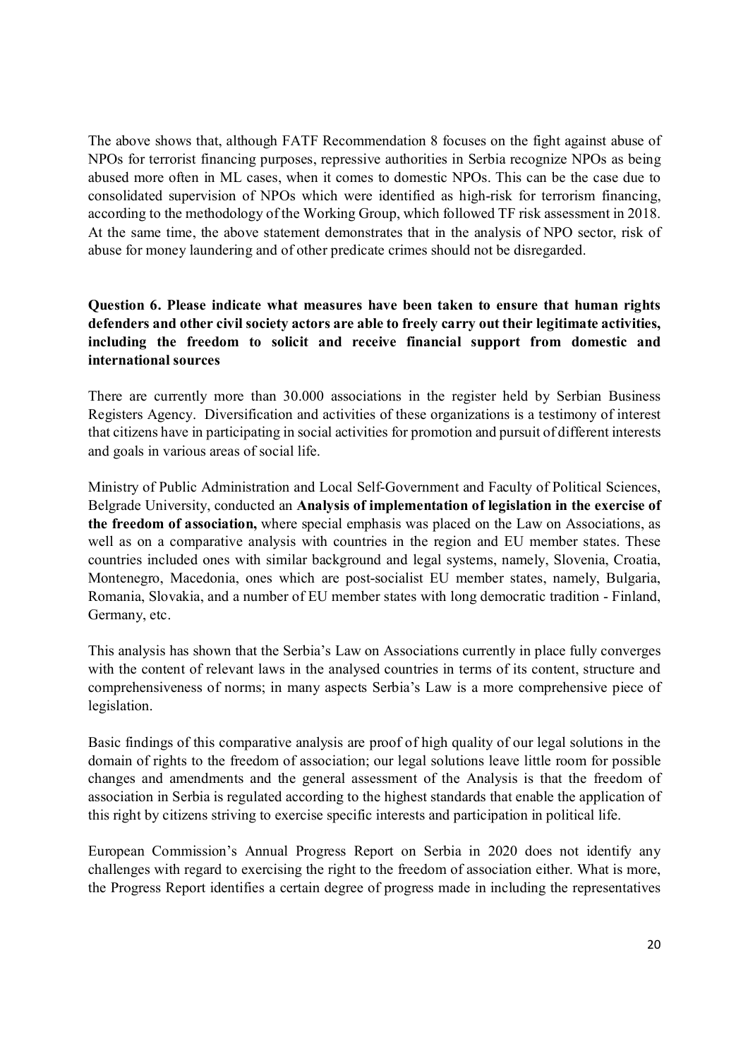The above shows that, although FATF Recommendation 8 focuses on the fight against abuse of NPOs for terrorist financing purposes, repressive authorities in Serbia recognize NPOs as being abused more often in ML cases, when it comes to domestic NPOs. This can be the case due to consolidated supervision of NPOs which were identified as high-risk for terrorism financing, according to the methodology of the Working Group, which followed TF risk assessment in 2018. At the same time, the above statement demonstrates that in the analysis of NPO sector, risk of abuse for money laundering and of other predicate crimes should not be disregarded.

**Question 6. Please indicate what measures have been taken to ensure that human rights defenders and other civil society actors are able to freely carry out their legitimate activities, including the freedom to solicit and receive financial support from domestic and international sources**

There are currently more than 30.000 associations in the register held by Serbian Business Registers Agency. Diversification and activities of these organizations is a testimony of interest that citizens have in participating in social activities for promotion and pursuit of different interests and goals in various areas of social life.

Ministry of Public Administration and Local Self-Government and Faculty of Political Sciences, Belgrade University, conducted an **Analysis of implementation of legislation in the exercise of the freedom of association,** where special emphasis was placed on the Law on Associations, as well as on a comparative analysis with countries in the region and EU member states. These countries included ones with similar background and legal systems, namely, Slovenia, Croatia, Montenegro, Macedonia, ones which are post-socialist EU member states, namely, Bulgaria, Romania, Slovakia, and a number of EU member states with long democratic tradition - Finland, Germany, etc.

This analysis has shown that the Serbia's Law on Associations currently in place fully converges with the content of relevant laws in the analysed countries in terms of its content, structure and comprehensiveness of norms; in many aspects Serbia's Law is a more comprehensive piece of legislation.

Basic findings of this comparative analysis are proof of high quality of our legal solutions in the domain of rights to the freedom of association; our legal solutions leave little room for possible changes and amendments and the general assessment of the Analysis is that the freedom of association in Serbia is regulated according to the highest standards that enable the application of this right by citizens striving to exercise specific interests and participation in political life.

European Commission's Annual Progress Report on Serbia in 2020 does not identify any challenges with regard to exercising the right to the freedom of association either. What is more, the Progress Report identifies a certain degree of progress made in including the representatives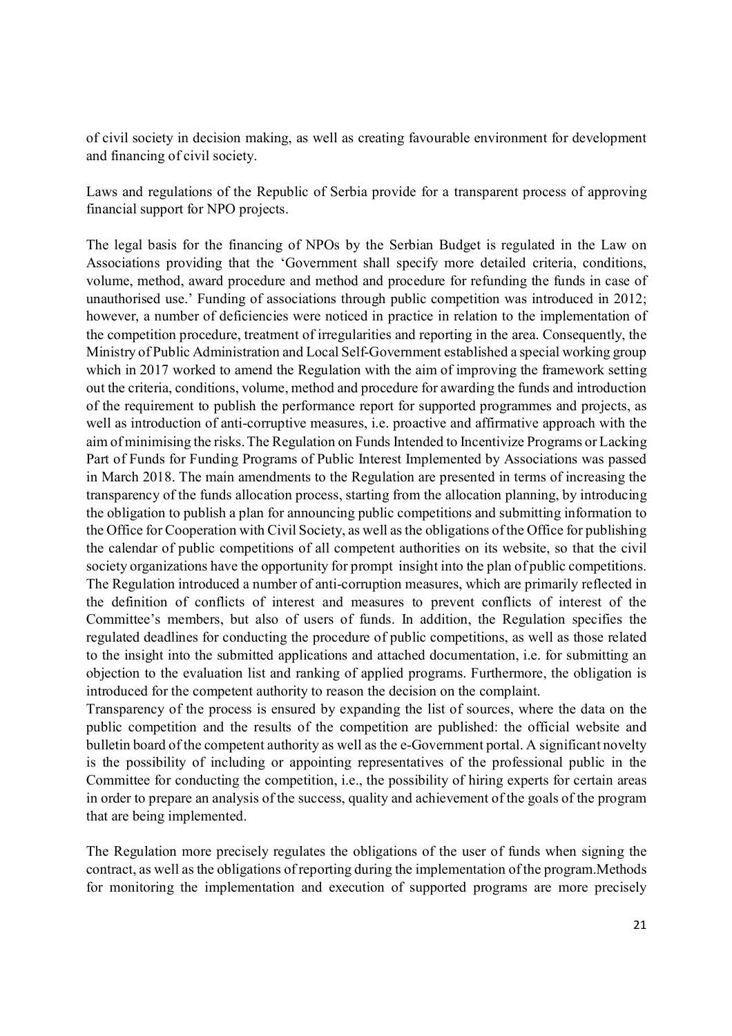of civil society in decision making, as well as creating favourable environment for development and financing of civil society.

Laws and regulations of the Republic of Serbia provide for a transparent process of approving financial support for NPO projects.

The legal basis for the financing of NPOs by the Serbian Budget is regulated in the Law on Associations providing that the 'Government shall specify more detailed criteria, conditions, volume, method, award procedure and method and procedure for refunding the funds in case of unauthorised use.' Funding of associations through public competition was introduced in 2012; however, a number of deficiencies were noticed in practice in relation to the implementation of the competition procedure, treatment of irregularities and reporting in the area. Consequently, the Ministry of Public Administration and Local Self-Government established a special working group which in 2017 worked to amend the Regulation with the aim of improving the framework setting out the criteria, conditions, volume, method and procedure for awarding the funds and introduction of the requirement to publish the performance report for supported programmes and projects, as well as introduction of anti-corruptive measures, i.e. proactive and affirmative approach with the aim of minimising the risks. The Regulation on Funds Intended to Incentivize Programs or Lacking Part of Funds for Funding Programs of Public Interest Implemented by Associations was passed in March 2018. The main amendments to the Regulation are presented in terms of increasing the transparency of the funds allocation process, starting from the allocation planning, by introducing the obligation to publish a plan for announcing public competitions and submitting information to the Office for Cooperation with Civil Society, as well as the obligations of the Office for publishing the calendar of public competitions of all competent authorities on its website, so that the civil society organizations have the opportunity for prompt insight into the plan of public competitions. The Regulation introduced a number of anti-corruption measures, which are primarily reflected in the definition of conflicts of interest and measures to prevent conflicts of interest of the Committee's members, but also of users of funds. In addition, the Regulation specifies the regulated deadlines for conducting the procedure of public competitions, as well as those related to the insight into the submitted applications and attached documentation, i.e. for submitting an objection to the evaluation list and ranking of applied programs. Furthermore, the obligation is introduced for the competent authority to reason the decision on the complaint.
Transparency of the process is ensured by expanding the list of sources, where the data on the public competition and the results of the competition are published: the official website and bulletin board of the competent authority as well as the e-Government portal. A significant novelty is the possibility of including or appointing representatives of the professional public in the Committee for conducting the competition, i.e., the possibility of hiring experts for certain areas in order to prepare an analysis of the success, quality and achievement of the goals of the program that are being implemented.

The Regulation more precisely regulates the obligations of the user of funds when signing the contract, as well as the obligations of reporting during the implementation of the program.Methods for monitoring the implementation and execution of supported programs are more precisely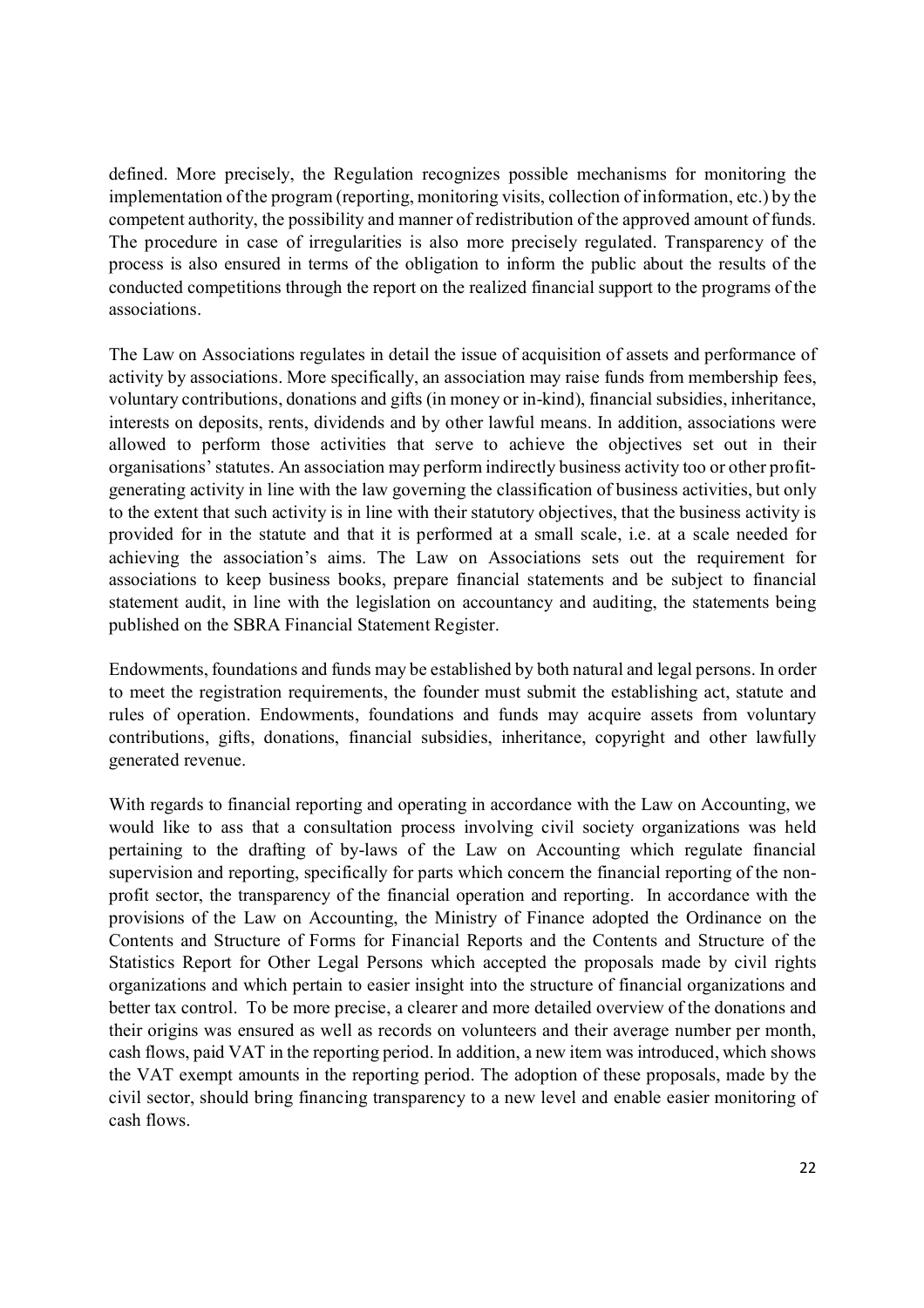defined. More precisely, the Regulation recognizes possible mechanisms for monitoring the implementation of the program (reporting, monitoring visits, collection of information, etc.) by the competent authority, the possibility and manner of redistribution of the approved amount of funds. The procedure in case of irregularities is also more precisely regulated. Transparency of the process is also ensured in terms of the obligation to inform the public about the results of the conducted competitions through the report on the realized financial support to the programs of the associations.

The Law on Associations regulates in detail the issue of acquisition of assets and performance of activity by associations. More specifically, an association may raise funds from membership fees, voluntary contributions, donations and gifts (in money or in-kind), financial subsidies, inheritance, interests on deposits, rents, dividends and by other lawful means. In addition, associations were allowed to perform those activities that serve to achieve the objectives set out in their organisations' statutes. An association may perform indirectly business activity too or other profit-generating activity in line with the law governing the classification of business activities, but only to the extent that such activity is in line with their statutory objectives, that the business activity is provided for in the statute and that it is performed at a small scale, i.e. at a scale needed for achieving the association's aims. The Law on Associations sets out the requirement for associations to keep business books, prepare financial statements and be subject to financial statement audit, in line with the legislation on accountancy and auditing, the statements being published on the SBRA Financial Statement Register.

Endowments, foundations and funds may be established by both natural and legal persons. In order to meet the registration requirements, the founder must submit the establishing act, statute and rules of operation. Endowments, foundations and funds may acquire assets from voluntary contributions, gifts, donations, financial subsidies, inheritance, copyright and other lawfully generated revenue.

With regards to financial reporting and operating in accordance with the Law on Accounting, we would like to ass that a consultation process involving civil society organizations was held pertaining to the drafting of by-laws of the Law on Accounting which regulate financial supervision and reporting, specifically for parts which concern the financial reporting of the non-profit sector, the transparency of the financial operation and reporting. In accordance with the provisions of the Law on Accounting, the Ministry of Finance adopted the Ordinance on the Contents and Structure of Forms for Financial Reports and the Contents and Structure of the Statistics Report for Other Legal Persons which accepted the proposals made by civil rights organizations and which pertain to easier insight into the structure of financial organizations and better tax control. To be more precise, a clearer and more detailed overview of the donations and their origins was ensured as well as records on volunteers and their average number per month, cash flows, paid VAT in the reporting period. In addition, a new item was introduced, which shows the VAT exempt amounts in the reporting period. The adoption of these proposals, made by the civil sector, should bring financing transparency to a new level and enable easier monitoring of cash flows.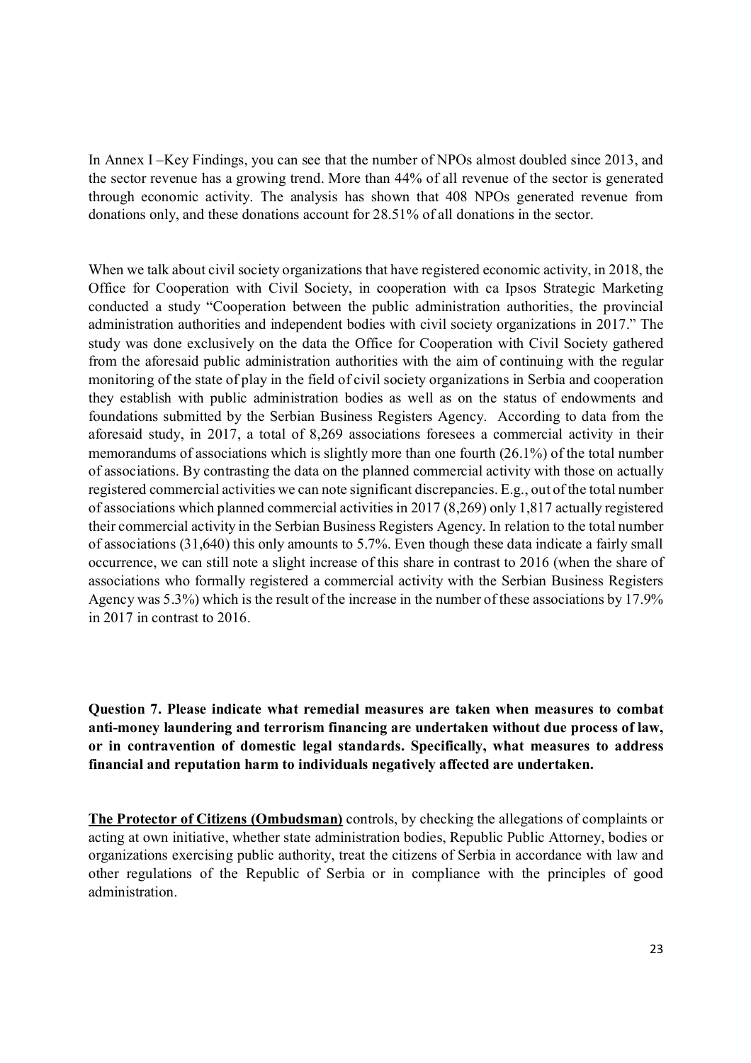In Annex I –Key Findings, you can see that the number of NPOs almost doubled since 2013, and the sector revenue has a growing trend. More than 44% of all revenue of the sector is generated through economic activity. The analysis has shown that 408 NPOs generated revenue from donations only, and these donations account for 28.51% of all donations in the sector.

When we talk about civil society organizations that have registered economic activity, in 2018, the Office for Cooperation with Civil Society, in cooperation with ca Ipsos Strategic Marketing conducted a study "Cooperation between the public administration authorities, the provincial administration authorities and independent bodies with civil society organizations in 2017." The study was done exclusively on the data the Office for Cooperation with Civil Society gathered from the aforesaid public administration authorities with the aim of continuing with the regular monitoring of the state of play in the field of civil society organizations in Serbia and cooperation they establish with public administration bodies as well as on the status of endowments and foundations submitted by the Serbian Business Registers Agency. According to data from the aforesaid study, in 2017, a total of 8,269 associations foresees a commercial activity in their memorandums of associations which is slightly more than one fourth (26.1%) of the total number of associations. By contrasting the data on the planned commercial activity with those on actually registered commercial activities we can note significant discrepancies. E.g., out of the total number of associations which planned commercial activities in 2017 (8,269) only 1,817 actually registered their commercial activity in the Serbian Business Registers Agency. In relation to the total number of associations (31,640) this only amounts to 5.7%. Even though these data indicate a fairly small occurrence, we can still note a slight increase of this share in contrast to 2016 (when the share of associations who formally registered a commercial activity with the Serbian Business Registers Agency was 5.3%) which is the result of the increase in the number of these associations by 17.9% in 2017 in contrast to 2016.

**Question 7. Please indicate what remedial measures are taken when measures to combat anti-money laundering and terrorism financing are undertaken without due process of law, or in contravention of domestic legal standards. Specifically, what measures to address financial and reputation harm to individuals negatively affected are undertaken.**

**The Protector of Citizens (Ombudsman)** controls, by checking the allegations of complaints or acting at own initiative, whether state administration bodies, Republic Public Attorney, bodies or organizations exercising public authority, treat the citizens of Serbia in accordance with law and other regulations of the Republic of Serbia or in compliance with the principles of good administration.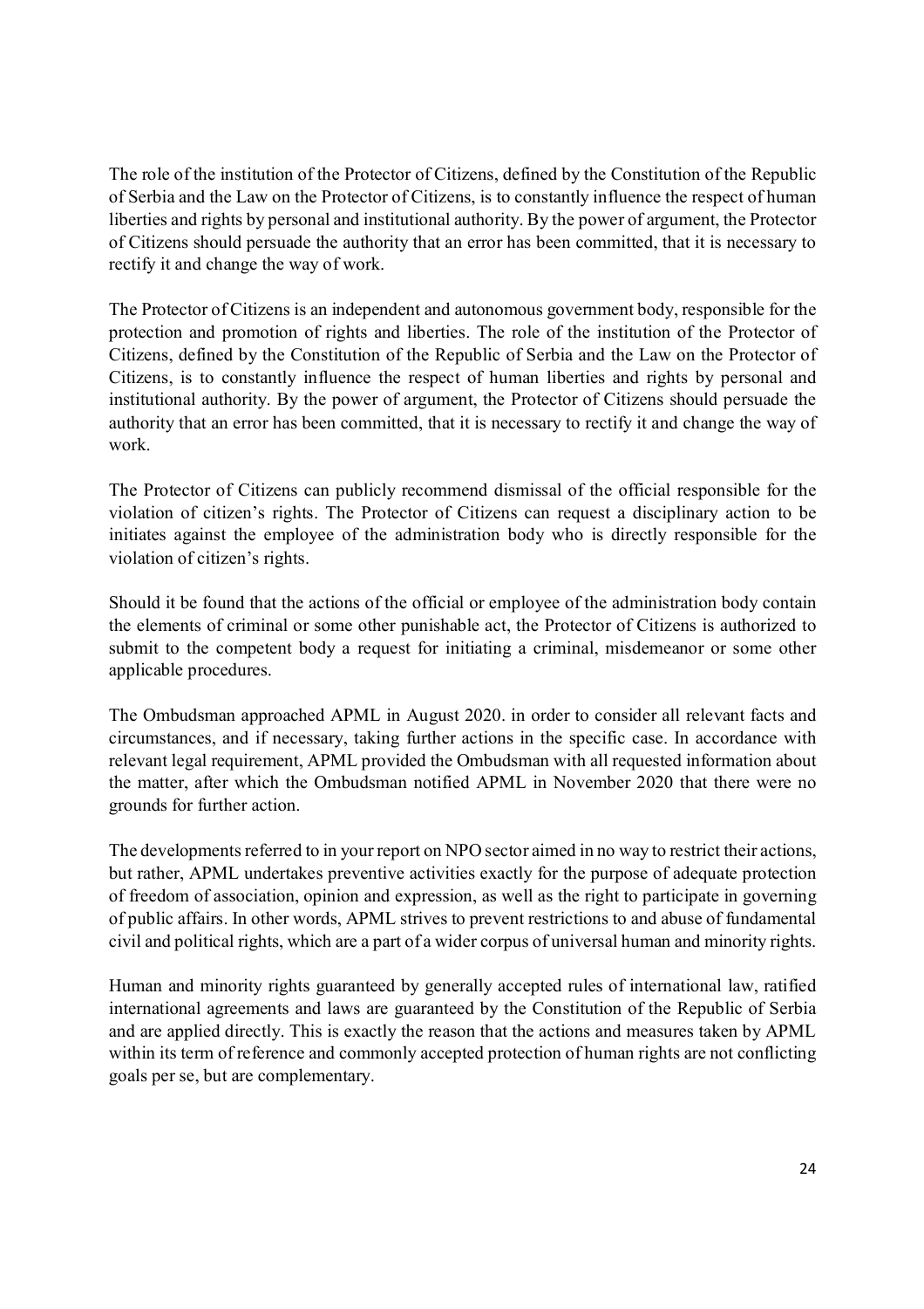The role of the institution of the Protector of Citizens, defined by the Constitution of the Republic of Serbia and the Law on the Protector of Citizens, is to constantly influence the respect of human liberties and rights by personal and institutional authority. By the power of argument, the Protector of Citizens should persuade the authority that an error has been committed, that it is necessary to rectify it and change the way of work.

The Protector of Citizens is an independent and autonomous government body, responsible for the protection and promotion of rights and liberties. The role of the institution of the Protector of Citizens, defined by the Constitution of the Republic of Serbia and the Law on the Protector of Citizens, is to constantly influence the respect of human liberties and rights by personal and institutional authority. By the power of argument, the Protector of Citizens should persuade the authority that an error has been committed, that it is necessary to rectify it and change the way of work.

The Protector of Citizens can publicly recommend dismissal of the official responsible for the violation of citizen's rights. The Protector of Citizens can request a disciplinary action to be initiates against the employee of the administration body who is directly responsible for the violation of citizen's rights.

Should it be found that the actions of the official or employee of the administration body contain the elements of criminal or some other punishable act, the Protector of Citizens is authorized to submit to the competent body a request for initiating a criminal, misdemeanor or some other applicable procedures.

The Ombudsman approached APML in August 2020. in order to consider all relevant facts and circumstances, and if necessary, taking further actions in the specific case. In accordance with relevant legal requirement, APML provided the Ombudsman with all requested information about the matter, after which the Ombudsman notified APML in November 2020 that there were no grounds for further action.

The developments referred to in your report on NPO sector aimed in no way to restrict their actions, but rather, APML undertakes preventive activities exactly for the purpose of adequate protection of freedom of association, opinion and expression, as well as the right to participate in governing of public affairs. In other words, APML strives to prevent restrictions to and abuse of fundamental civil and political rights, which are a part of a wider corpus of universal human and minority rights.

Human and minority rights guaranteed by generally accepted rules of international law, ratified international agreements and laws are guaranteed by the Constitution of the Republic of Serbia and are applied directly. This is exactly the reason that the actions and measures taken by APML within its term of reference and commonly accepted protection of human rights are not conflicting goals per se, but are complementary.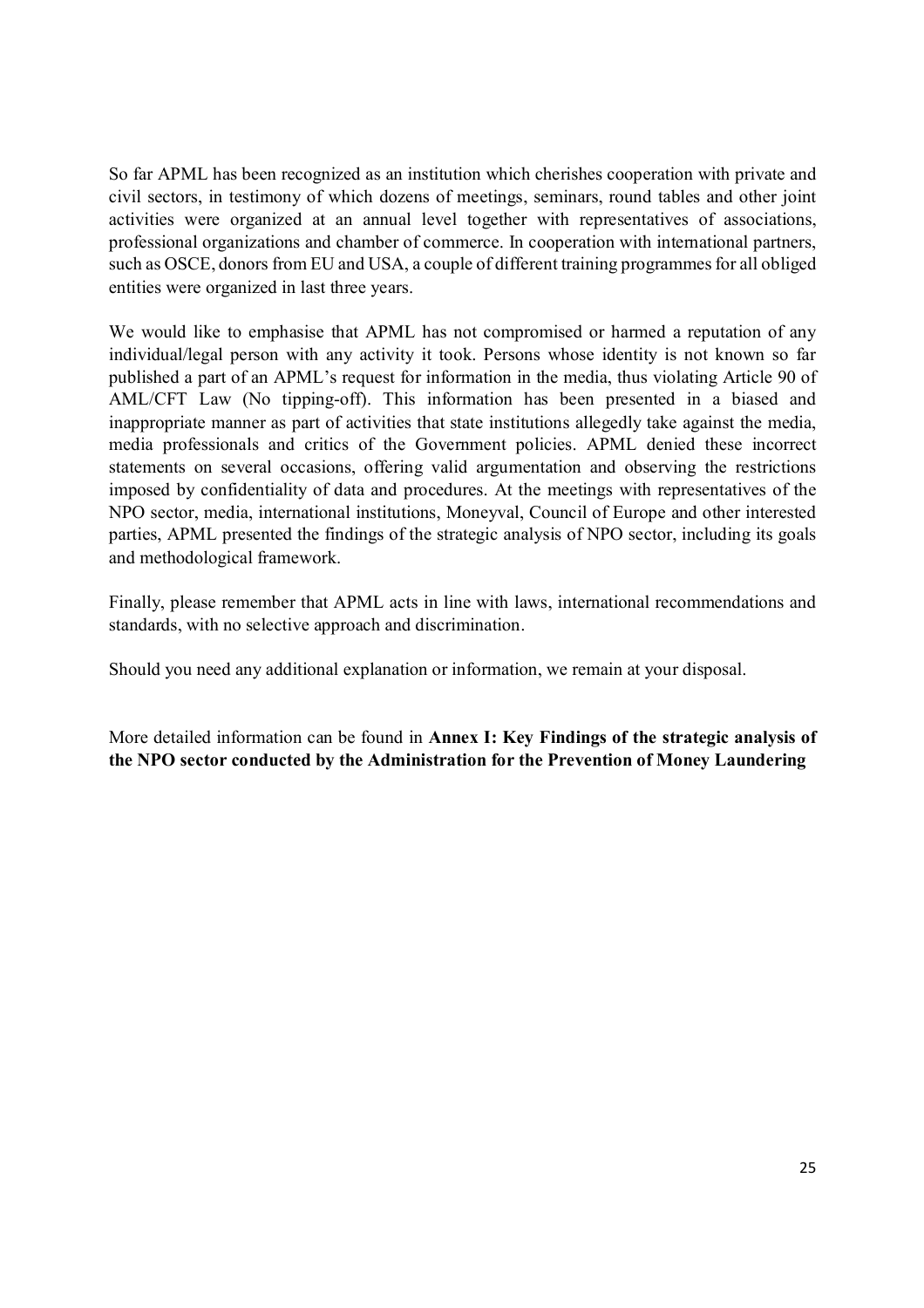So far APML has been recognized as an institution which cherishes cooperation with private and civil sectors, in testimony of which dozens of meetings, seminars, round tables and other joint activities were organized at an annual level together with representatives of associations, professional organizations and chamber of commerce. In cooperation with international partners, such as OSCE, donors from EU and USA, a couple of different training programmes for all obliged entities were organized in last three years.

We would like to emphasise that APML has not compromised or harmed a reputation of any individual/legal person with any activity it took. Persons whose identity is not known so far published a part of an APML's request for information in the media, thus violating Article 90 of AML/CFT Law (No tipping-off). This information has been presented in a biased and inappropriate manner as part of activities that state institutions allegedly take against the media, media professionals and critics of the Government policies. APML denied these incorrect statements on several occasions, offering valid argumentation and observing the restrictions imposed by confidentiality of data and procedures. At the meetings with representatives of the NPO sector, media, international institutions, Moneyval, Council of Europe and other interested parties, APML presented the findings of the strategic analysis of NPO sector, including its goals and methodological framework.

Finally, please remember that APML acts in line with laws, international recommendations and standards, with no selective approach and discrimination.

Should you need any additional explanation or information, we remain at your disposal.

More detailed information can be found in **Annex I: Key Findings of the strategic analysis of the NPO sector conducted by the Administration for the Prevention of Money Laundering**